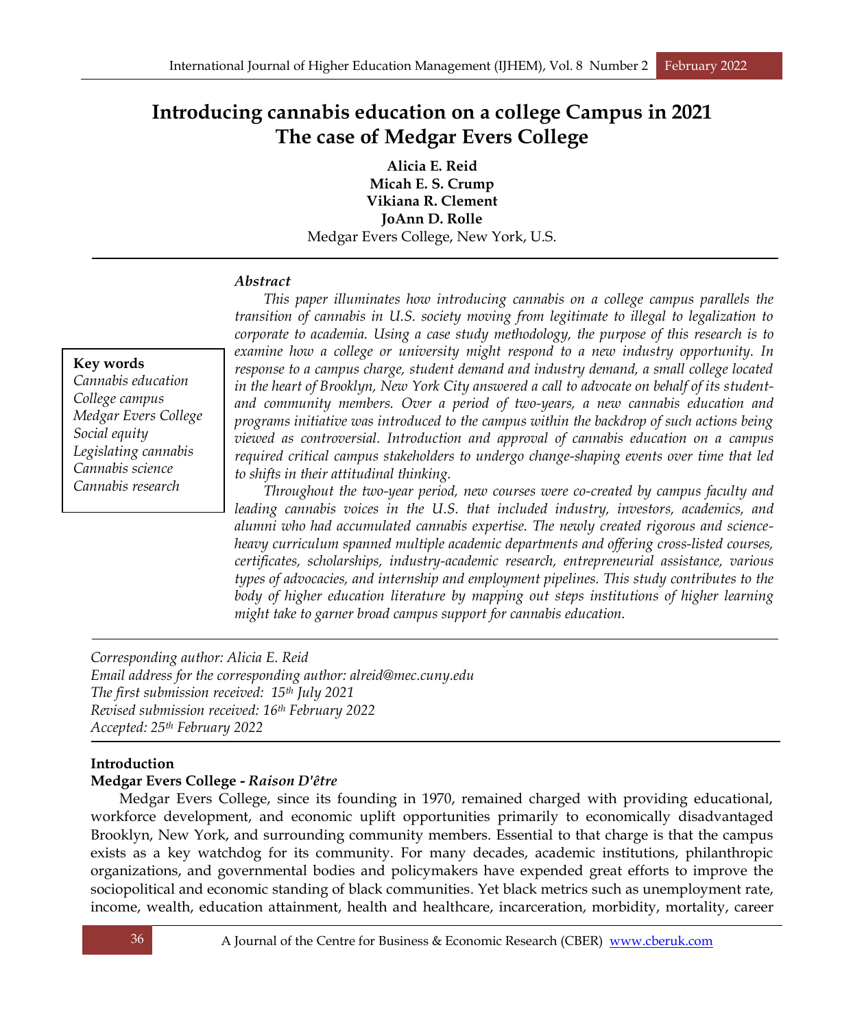# Introducing cannabis education on a college Campus in 2021
# The case of Medgar Evers College

**Alicia E. Reid**
**Micah E. S. Crump**
**Vikiana R. Clement**
**JoAnn D. Rolle**
Medgar Evers College, New York, U.S.

**Key words**
*Cannabis education*
*College campus*
*Medgar Evers College*
*Social equity*
*Legislating cannabis*
*Cannabis science*
*Cannabis research*

### *Abstract*

*This paper illuminates how introducing cannabis on a college campus parallels the transition of cannabis in U.S. society moving from legitimate to illegal to legalization to corporate to academia. Using a case study methodology, the purpose of this research is to examine how a college or university might respond to a new industry opportunity. In response to a campus charge, student demand and industry demand, a small college located in the heart of Brooklyn, New York City answered a call to advocate on behalf of its student- and community members. Over a period of two-years, a new cannabis education and programs initiative was introduced to the campus within the backdrop of such actions being viewed as controversial. Introduction and approval of cannabis education on a campus required critical campus stakeholders to undergo change-shaping events over time that led to shifts in their attitudinal thinking.*

*Throughout the two-year period, new courses were co-created by campus faculty and leading cannabis voices in the U.S. that included industry, investors, academics, and alumni who had accumulated cannabis expertise. The newly created rigorous and science-heavy curriculum spanned multiple academic departments and offering cross-listed courses, certificates, scholarships, industry-academic research, entrepreneurial assistance, various types of advocacies, and internship and employment pipelines. This study contributes to the body of higher education literature by mapping out steps institutions of higher learning might take to garner broad campus support for cannabis education.*

*Corresponding author: Alicia E. Reid*
*Email address for the corresponding author: alreid@mec.cuny.edu*
*The first submission received: 15th July 2021*
*Revised submission received: 16th February 2022*
*Accepted: 25th February 2022*

## Introduction

### Medgar Evers College - *Raison D'être*

Medgar Evers College, since its founding in 1970, remained charged with providing educational, workforce development, and economic uplift opportunities primarily to economically disadvantaged Brooklyn, New York, and surrounding community members. Essential to that charge is that the campus exists as a key watchdog for its community. For many decades, academic institutions, philanthropic organizations, and governmental bodies and policymakers have expended great efforts to improve the sociopolitical and economic standing of black communities. Yet black metrics such as unemployment rate, income, wealth, education attainment, health and healthcare, incarceration, morbidity, mortality, career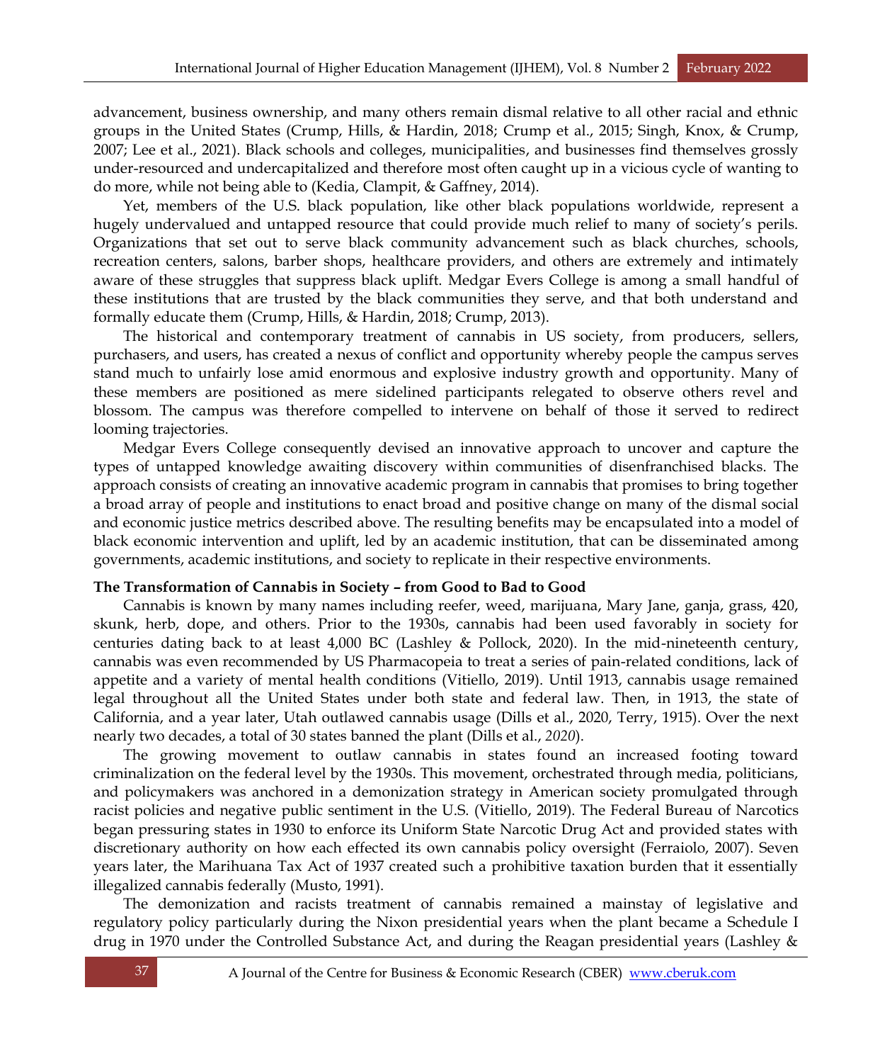advancement, business ownership, and many others remain dismal relative to all other racial and ethnic groups in the United States (Crump, Hills, & Hardin, 2018; Crump et al., 2015; Singh, Knox, & Crump, 2007; Lee et al., 2021). Black schools and colleges, municipalities, and businesses find themselves grossly under-resourced and undercapitalized and therefore most often caught up in a vicious cycle of wanting to do more, while not being able to (Kedia, Clampit, & Gaffney, 2014).

Yet, members of the U.S. black population, like other black populations worldwide, represent a hugely undervalued and untapped resource that could provide much relief to many of society's perils. Organizations that set out to serve black community advancement such as black churches, schools, recreation centers, salons, barber shops, healthcare providers, and others are extremely and intimately aware of these struggles that suppress black uplift. Medgar Evers College is among a small handful of these institutions that are trusted by the black communities they serve, and that both understand and formally educate them (Crump, Hills, & Hardin, 2018; Crump, 2013).

The historical and contemporary treatment of cannabis in US society, from producers, sellers, purchasers, and users, has created a nexus of conflict and opportunity whereby people the campus serves stand much to unfairly lose amid enormous and explosive industry growth and opportunity. Many of these members are positioned as mere sidelined participants relegated to observe others revel and blossom. The campus was therefore compelled to intervene on behalf of those it served to redirect looming trajectories.

Medgar Evers College consequently devised an innovative approach to uncover and capture the types of untapped knowledge awaiting discovery within communities of disenfranchised blacks. The approach consists of creating an innovative academic program in cannabis that promises to bring together a broad array of people and institutions to enact broad and positive change on many of the dismal social and economic justice metrics described above. The resulting benefits may be encapsulated into a model of black economic intervention and uplift, led by an academic institution, that can be disseminated among governments, academic institutions, and society to replicate in their respective environments.

**The Transformation of Cannabis in Society – from Good to Bad to Good**

Cannabis is known by many names including reefer, weed, marijuana, Mary Jane, ganja, grass, 420, skunk, herb, dope, and others. Prior to the 1930s, cannabis had been used favorably in society for centuries dating back to at least 4,000 BC (Lashley & Pollock, 2020). In the mid-nineteenth century, cannabis was even recommended by US Pharmacopeia to treat a series of pain-related conditions, lack of appetite and a variety of mental health conditions (Vitiello, 2019). Until 1913, cannabis usage remained legal throughout all the United States under both state and federal law. Then, in 1913, the state of California, and a year later, Utah outlawed cannabis usage (Dills et al., 2020, Terry, 1915). Over the next nearly two decades, a total of 30 states banned the plant (Dills et al., *2020*).

The growing movement to outlaw cannabis in states found an increased footing toward criminalization on the federal level by the 1930s. This movement, orchestrated through media, politicians, and policymakers was anchored in a demonization strategy in American society promulgated through racist policies and negative public sentiment in the U.S. (Vitiello, 2019). The Federal Bureau of Narcotics began pressuring states in 1930 to enforce its Uniform State Narcotic Drug Act and provided states with discretionary authority on how each effected its own cannabis policy oversight (Ferraiolo, 2007). Seven years later, the Marihuana Tax Act of 1937 created such a prohibitive taxation burden that it essentially illegalized cannabis federally (Musto, 1991).

The demonization and racists treatment of cannabis remained a mainstay of legislative and regulatory policy particularly during the Nixon presidential years when the plant became a Schedule I drug in 1970 under the Controlled Substance Act, and during the Reagan presidential years (Lashley &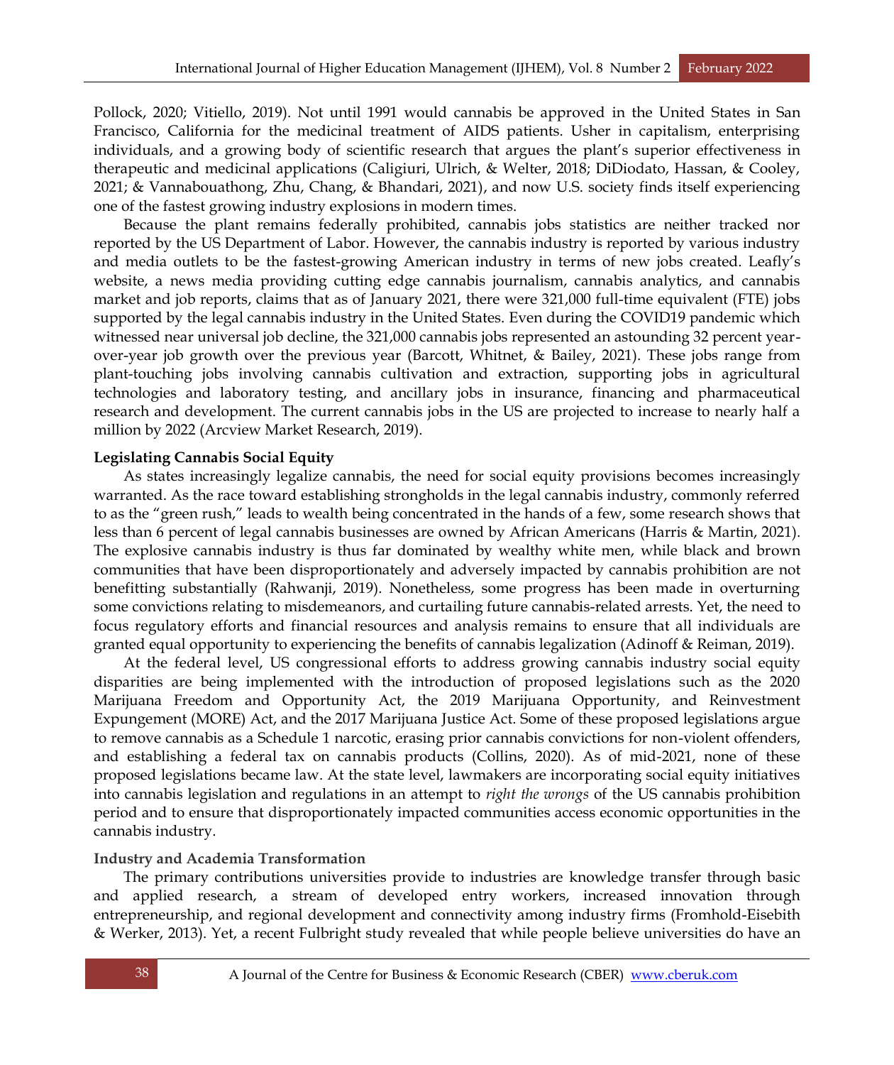Pollock, 2020; Vitiello, 2019). Not until 1991 would cannabis be approved in the United States in San Francisco, California for the medicinal treatment of AIDS patients. Usher in capitalism, enterprising individuals, and a growing body of scientific research that argues the plant's superior effectiveness in therapeutic and medicinal applications (Caligiuri, Ulrich, & Welter, 2018; DiDiodato, Hassan, & Cooley, 2021; & Vannabouathong, Zhu, Chang, & Bhandari, 2021), and now U.S. society finds itself experiencing one of the fastest growing industry explosions in modern times.

Because the plant remains federally prohibited, cannabis jobs statistics are neither tracked nor reported by the US Department of Labor. However, the cannabis industry is reported by various industry and media outlets to be the fastest-growing American industry in terms of new jobs created. Leafly's website, a news media providing cutting edge cannabis journalism, cannabis analytics, and cannabis market and job reports, claims that as of January 2021, there were 321,000 full-time equivalent (FTE) jobs supported by the legal cannabis industry in the United States. Even during the COVID19 pandemic which witnessed near universal job decline, the 321,000 cannabis jobs represented an astounding 32 percent year-over-year job growth over the previous year (Barcott, Whitnet, & Bailey, 2021). These jobs range from plant-touching jobs involving cannabis cultivation and extraction, supporting jobs in agricultural technologies and laboratory testing, and ancillary jobs in insurance, financing and pharmaceutical research and development. The current cannabis jobs in the US are projected to increase to nearly half a million by 2022 (Arcview Market Research, 2019).

**Legislating Cannabis Social Equity**

As states increasingly legalize cannabis, the need for social equity provisions becomes increasingly warranted. As the race toward establishing strongholds in the legal cannabis industry, commonly referred to as the "green rush," leads to wealth being concentrated in the hands of a few, some research shows that less than 6 percent of legal cannabis businesses are owned by African Americans (Harris & Martin, 2021). The explosive cannabis industry is thus far dominated by wealthy white men, while black and brown communities that have been disproportionately and adversely impacted by cannabis prohibition are not benefitting substantially (Rahwanji, 2019). Nonetheless, some progress has been made in overturning some convictions relating to misdemeanors, and curtailing future cannabis-related arrests. Yet, the need to focus regulatory efforts and financial resources and analysis remains to ensure that all individuals are granted equal opportunity to experiencing the benefits of cannabis legalization (Adinoff & Reiman, 2019).

At the federal level, US congressional efforts to address growing cannabis industry social equity disparities are being implemented with the introduction of proposed legislations such as the 2020 Marijuana Freedom and Opportunity Act, the 2019 Marijuana Opportunity, and Reinvestment Expungement (MORE) Act, and the 2017 Marijuana Justice Act. Some of these proposed legislations argue to remove cannabis as a Schedule 1 narcotic, erasing prior cannabis convictions for non-violent offenders, and establishing a federal tax on cannabis products (Collins, 2020). As of mid-2021, none of these proposed legislations became law. At the state level, lawmakers are incorporating social equity initiatives into cannabis legislation and regulations in an attempt to *right the wrongs* of the US cannabis prohibition period and to ensure that disproportionately impacted communities access economic opportunities in the cannabis industry.

**Industry and Academia Transformation**

The primary contributions universities provide to industries are knowledge transfer through basic and applied research, a stream of developed entry workers, increased innovation through entrepreneurship, and regional development and connectivity among industry firms (Fromhold-Eisebith & Werker, 2013). Yet, a recent Fulbright study revealed that while people believe universities do have an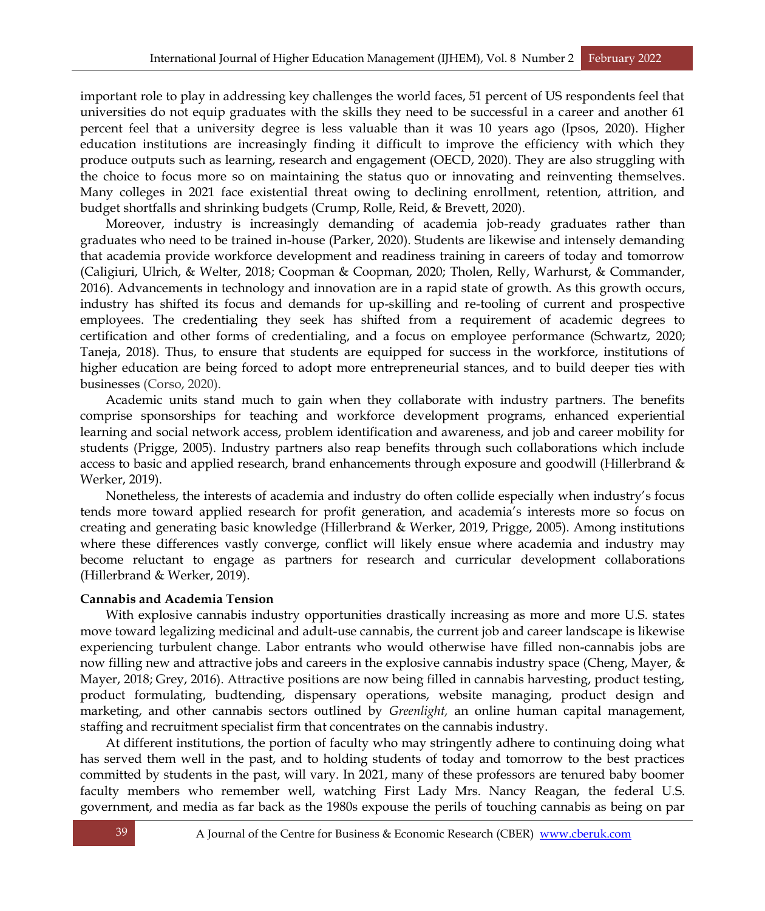important role to play in addressing key challenges the world faces, 51 percent of US respondents feel that universities do not equip graduates with the skills they need to be successful in a career and another 61 percent feel that a university degree is less valuable than it was 10 years ago (Ipsos, 2020). Higher education institutions are increasingly finding it difficult to improve the efficiency with which they produce outputs such as learning, research and engagement (OECD, 2020). They are also struggling with the choice to focus more so on maintaining the status quo or innovating and reinventing themselves. Many colleges in 2021 face existential threat owing to declining enrollment, retention, attrition, and budget shortfalls and shrinking budgets (Crump, Rolle, Reid, & Brevett, 2020).

Moreover, industry is increasingly demanding of academia job-ready graduates rather than graduates who need to be trained in-house (Parker, 2020). Students are likewise and intensely demanding that academia provide workforce development and readiness training in careers of today and tomorrow (Caligiuri, Ulrich, & Welter, 2018; Coopman & Coopman, 2020; Tholen, Relly, Warhurst, & Commander, 2016). Advancements in technology and innovation are in a rapid state of growth. As this growth occurs, industry has shifted its focus and demands for up-skilling and re-tooling of current and prospective employees. The credentialing they seek has shifted from a requirement of academic degrees to certification and other forms of credentialing, and a focus on employee performance (Schwartz, 2020; Taneja, 2018). Thus, to ensure that students are equipped for success in the workforce, institutions of higher education are being forced to adopt more entrepreneurial stances, and to build deeper ties with businesses (Corso, 2020).

Academic units stand much to gain when they collaborate with industry partners. The benefits comprise sponsorships for teaching and workforce development programs, enhanced experiential learning and social network access, problem identification and awareness, and job and career mobility for students (Prigge, 2005). Industry partners also reap benefits through such collaborations which include access to basic and applied research, brand enhancements through exposure and goodwill (Hillerbrand & Werker, 2019).

Nonetheless, the interests of academia and industry do often collide especially when industry's focus tends more toward applied research for profit generation, and academia's interests more so focus on creating and generating basic knowledge (Hillerbrand & Werker, 2019, Prigge, 2005). Among institutions where these differences vastly converge, conflict will likely ensue where academia and industry may become reluctant to engage as partners for research and curricular development collaborations (Hillerbrand & Werker, 2019).

**Cannabis and Academia Tension**

With explosive cannabis industry opportunities drastically increasing as more and more U.S. states move toward legalizing medicinal and adult-use cannabis, the current job and career landscape is likewise experiencing turbulent change. Labor entrants who would otherwise have filled non-cannabis jobs are now filling new and attractive jobs and careers in the explosive cannabis industry space (Cheng, Mayer, & Mayer, 2018; Grey, 2016). Attractive positions are now being filled in cannabis harvesting, product testing, product formulating, budtending, dispensary operations, website managing, product design and marketing, and other cannabis sectors outlined by *Greenlight,* an online human capital management, staffing and recruitment specialist firm that concentrates on the cannabis industry.

At different institutions, the portion of faculty who may stringently adhere to continuing doing what has served them well in the past, and to holding students of today and tomorrow to the best practices committed by students in the past, will vary. In 2021, many of these professors are tenured baby boomer faculty members who remember well, watching First Lady Mrs. Nancy Reagan, the federal U.S. government, and media as far back as the 1980s expouse the perils of touching cannabis as being on par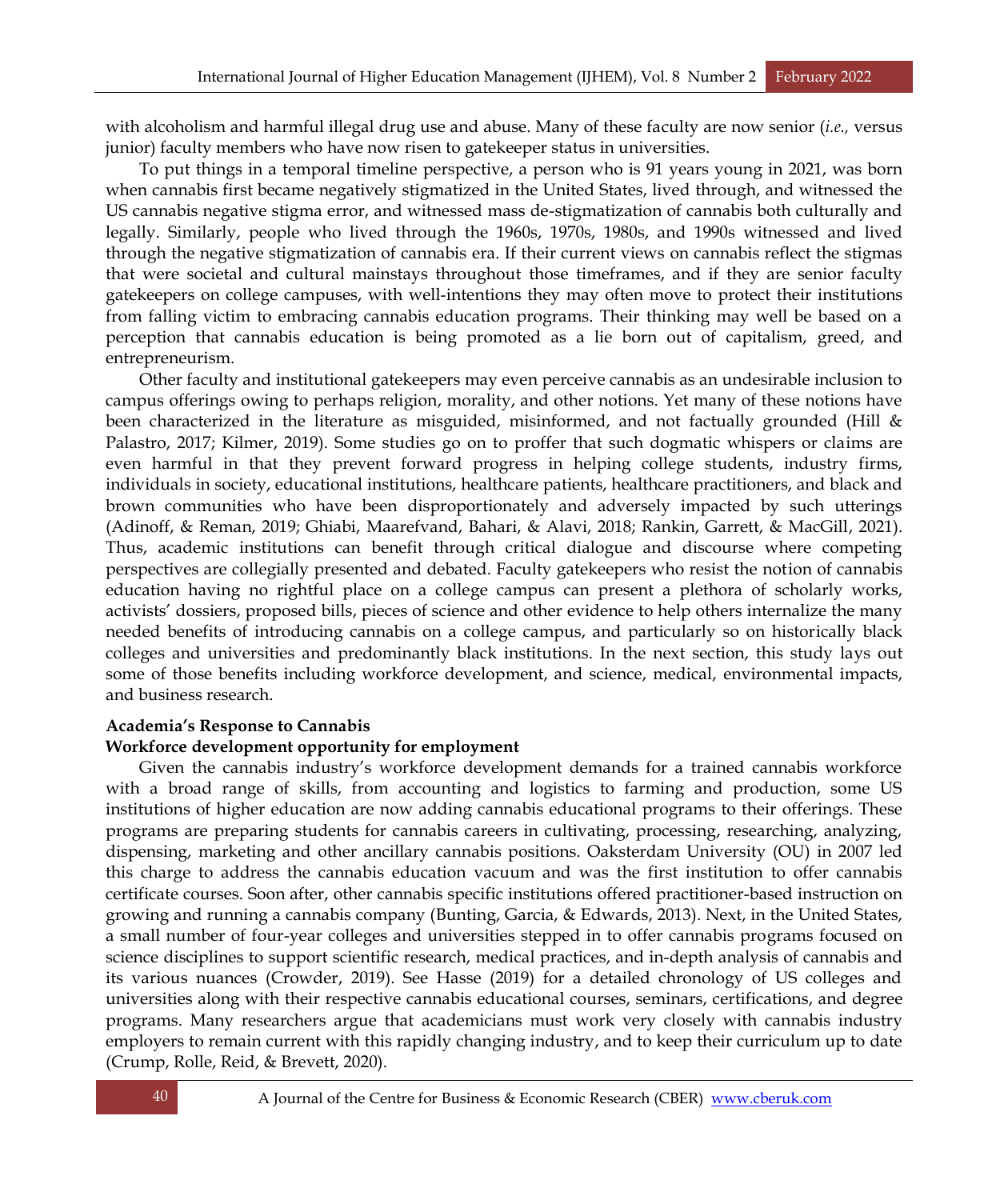with alcoholism and harmful illegal drug use and abuse. Many of these faculty are now senior (*i.e.,* versus junior) faculty members who have now risen to gatekeeper status in universities.

To put things in a temporal timeline perspective, a person who is 91 years young in 2021, was born when cannabis first became negatively stigmatized in the United States, lived through, and witnessed the US cannabis negative stigma error, and witnessed mass de-stigmatization of cannabis both culturally and legally. Similarly, people who lived through the 1960s, 1970s, 1980s, and 1990s witnessed and lived through the negative stigmatization of cannabis era. If their current views on cannabis reflect the stigmas that were societal and cultural mainstays throughout those timeframes, and if they are senior faculty gatekeepers on college campuses, with well-intentions they may often move to protect their institutions from falling victim to embracing cannabis education programs. Their thinking may well be based on a perception that cannabis education is being promoted as a lie born out of capitalism, greed, and entrepreneurism.

Other faculty and institutional gatekeepers may even perceive cannabis as an undesirable inclusion to campus offerings owing to perhaps religion, morality, and other notions. Yet many of these notions have been characterized in the literature as misguided, misinformed, and not factually grounded (Hill & Palastro, 2017; Kilmer, 2019). Some studies go on to proffer that such dogmatic whispers or claims are even harmful in that they prevent forward progress in helping college students, industry firms, individuals in society, educational institutions, healthcare patients, healthcare practitioners, and black and brown communities who have been disproportionately and adversely impacted by such utterings (Adinoff, & Reman, 2019; Ghiabi, Maarefvand, Bahari, & Alavi, 2018; Rankin, Garrett, & MacGill, 2021). Thus, academic institutions can benefit through critical dialogue and discourse where competing perspectives are collegially presented and debated. Faculty gatekeepers who resist the notion of cannabis education having no rightful place on a college campus can present a plethora of scholarly works, activists' dossiers, proposed bills, pieces of science and other evidence to help others internalize the many needed benefits of introducing cannabis on a college campus, and particularly so on historically black colleges and universities and predominantly black institutions. In the next section, this study lays out some of those benefits including workforce development, and science, medical, environmental impacts, and business research.

**Academia's Response to Cannabis**

**Workforce development opportunity for employment**

Given the cannabis industry's workforce development demands for a trained cannabis workforce with a broad range of skills, from accounting and logistics to farming and production, some US institutions of higher education are now adding cannabis educational programs to their offerings. These programs are preparing students for cannabis careers in cultivating, processing, researching, analyzing, dispensing, marketing and other ancillary cannabis positions. Oaksterdam University (OU) in 2007 led this charge to address the cannabis education vacuum and was the first institution to offer cannabis certificate courses. Soon after, other cannabis specific institutions offered practitioner-based instruction on growing and running a cannabis company (Bunting, Garcia, & Edwards, 2013). Next, in the United States, a small number of four-year colleges and universities stepped in to offer cannabis programs focused on science disciplines to support scientific research, medical practices, and in-depth analysis of cannabis and its various nuances (Crowder, 2019). See Hasse (2019) for a detailed chronology of US colleges and universities along with their respective cannabis educational courses, seminars, certifications, and degree programs. Many researchers argue that academicians must work very closely with cannabis industry employers to remain current with this rapidly changing industry, and to keep their curriculum up to date (Crump, Rolle, Reid, & Brevett, 2020).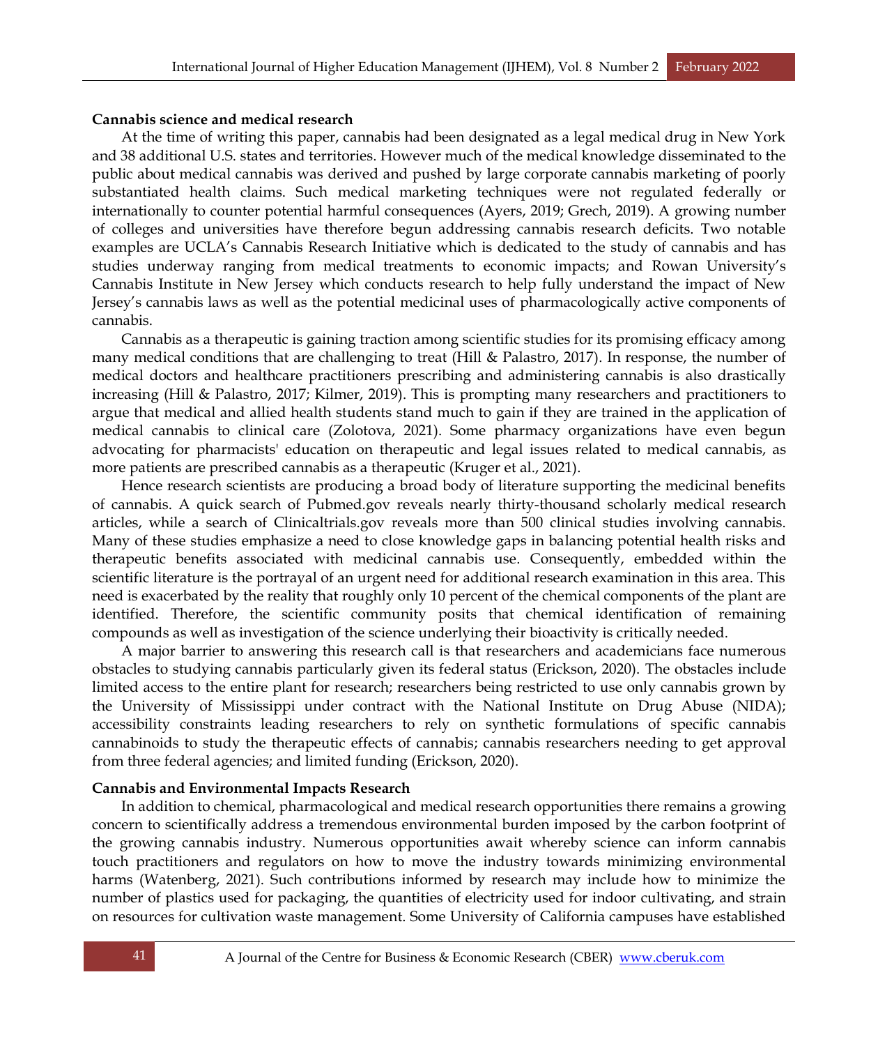**Cannabis science and medical research**

At the time of writing this paper, cannabis had been designated as a legal medical drug in New York and 38 additional U.S. states and territories. However much of the medical knowledge disseminated to the public about medical cannabis was derived and pushed by large corporate cannabis marketing of poorly substantiated health claims. Such medical marketing techniques were not regulated federally or internationally to counter potential harmful consequences (Ayers, 2019; Grech, 2019). A growing number of colleges and universities have therefore begun addressing cannabis research deficits. Two notable examples are UCLA's Cannabis Research Initiative which is dedicated to the study of cannabis and has studies underway ranging from medical treatments to economic impacts; and Rowan University's Cannabis Institute in New Jersey which conducts research to help fully understand the impact of New Jersey's cannabis laws as well as the potential medicinal uses of pharmacologically active components of cannabis.

Cannabis as a therapeutic is gaining traction among scientific studies for its promising efficacy among many medical conditions that are challenging to treat (Hill & Palastro, 2017). In response, the number of medical doctors and healthcare practitioners prescribing and administering cannabis is also drastically increasing (Hill & Palastro, 2017; Kilmer, 2019). This is prompting many researchers and practitioners to argue that medical and allied health students stand much to gain if they are trained in the application of medical cannabis to clinical care (Zolotova, 2021). Some pharmacy organizations have even begun advocating for pharmacists' education on therapeutic and legal issues related to medical cannabis, as more patients are prescribed cannabis as a therapeutic (Kruger et al., 2021).

Hence research scientists are producing a broad body of literature supporting the medicinal benefits of cannabis. A quick search of Pubmed.gov reveals nearly thirty-thousand scholarly medical research articles, while a search of Clinicaltrials.gov reveals more than 500 clinical studies involving cannabis. Many of these studies emphasize a need to close knowledge gaps in balancing potential health risks and therapeutic benefits associated with medicinal cannabis use. Consequently, embedded within the scientific literature is the portrayal of an urgent need for additional research examination in this area. This need is exacerbated by the reality that roughly only 10 percent of the chemical components of the plant are identified. Therefore, the scientific community posits that chemical identification of remaining compounds as well as investigation of the science underlying their bioactivity is critically needed.

A major barrier to answering this research call is that researchers and academicians face numerous obstacles to studying cannabis particularly given its federal status (Erickson, 2020). The obstacles include limited access to the entire plant for research; researchers being restricted to use only cannabis grown by the University of Mississippi under contract with the National Institute on Drug Abuse (NIDA); accessibility constraints leading researchers to rely on synthetic formulations of specific cannabis cannabinoids to study the therapeutic effects of cannabis; cannabis researchers needing to get approval from three federal agencies; and limited funding (Erickson, 2020).

**Cannabis and Environmental Impacts Research**

In addition to chemical, pharmacological and medical research opportunities there remains a growing concern to scientifically address a tremendous environmental burden imposed by the carbon footprint of the growing cannabis industry. Numerous opportunities await whereby science can inform cannabis touch practitioners and regulators on how to move the industry towards minimizing environmental harms (Watenberg, 2021). Such contributions informed by research may include how to minimize the number of plastics used for packaging, the quantities of electricity used for indoor cultivating, and strain on resources for cultivation waste management. Some University of California campuses have established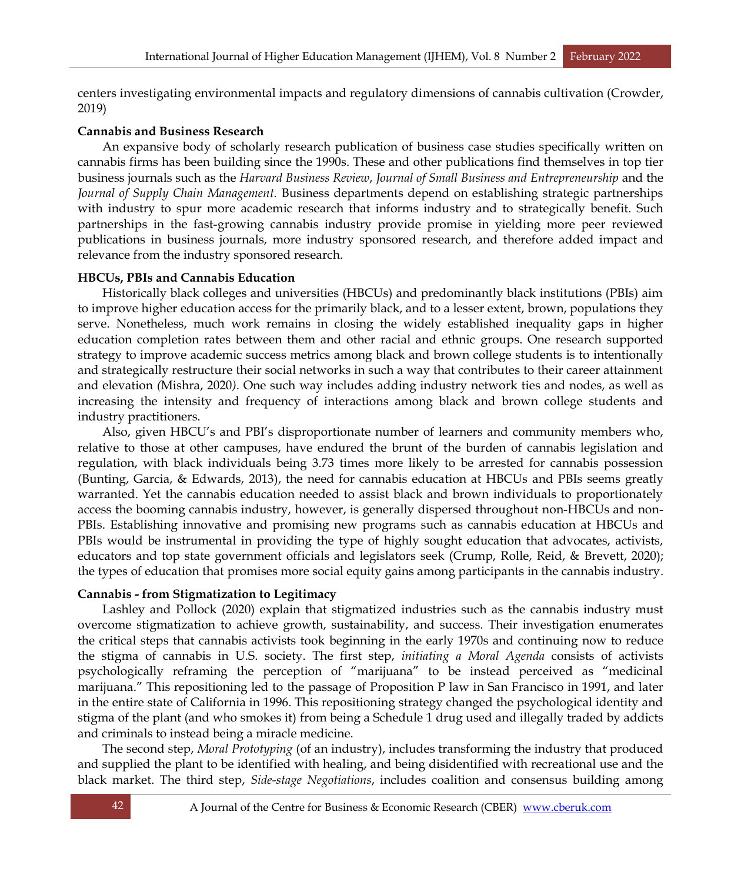centers investigating environmental impacts and regulatory dimensions of cannabis cultivation (Crowder, 2019)

**Cannabis and Business Research**

An expansive body of scholarly research publication of business case studies specifically written on cannabis firms has been building since the 1990s. These and other publications find themselves in top tier business journals such as the *Harvard Business Review*, *Journal of Small Business and Entrepreneurship* and the *Journal of Supply Chain Management.* Business departments depend on establishing strategic partnerships with industry to spur more academic research that informs industry and to strategically benefit. Such partnerships in the fast-growing cannabis industry provide promise in yielding more peer reviewed publications in business journals, more industry sponsored research, and therefore added impact and relevance from the industry sponsored research.

**HBCUs, PBIs and Cannabis Education**

Historically black colleges and universities (HBCUs) and predominantly black institutions (PBIs) aim to improve higher education access for the primarily black, and to a lesser extent, brown, populations they serve. Nonetheless, much work remains in closing the widely established inequality gaps in higher education completion rates between them and other racial and ethnic groups. One research supported strategy to improve academic success metrics among black and brown college students is to intentionally and strategically restructure their social networks in such a way that contributes to their career attainment and elevation (Mishra, 2020). One such way includes adding industry network ties and nodes, as well as increasing the intensity and frequency of interactions among black and brown college students and industry practitioners.

Also, given HBCU's and PBI's disproportionate number of learners and community members who, relative to those at other campuses, have endured the brunt of the burden of cannabis legislation and regulation, with black individuals being 3.73 times more likely to be arrested for cannabis possession (Bunting, Garcia, & Edwards, 2013), the need for cannabis education at HBCUs and PBIs seems greatly warranted. Yet the cannabis education needed to assist black and brown individuals to proportionately access the booming cannabis industry, however, is generally dispersed throughout non-HBCUs and non-PBIs. Establishing innovative and promising new programs such as cannabis education at HBCUs and PBIs would be instrumental in providing the type of highly sought education that advocates, activists, educators and top state government officials and legislators seek (Crump, Rolle, Reid, & Brevett, 2020); the types of education that promises more social equity gains among participants in the cannabis industry.

**Cannabis - from Stigmatization to Legitimacy**

Lashley and Pollock (2020) explain that stigmatized industries such as the cannabis industry must overcome stigmatization to achieve growth, sustainability, and success. Their investigation enumerates the critical steps that cannabis activists took beginning in the early 1970s and continuing now to reduce the stigma of cannabis in U.S. society. The first step, *initiating a Moral Agenda* consists of activists psychologically reframing the perception of "marijuana" to be instead perceived as "medicinal marijuana." This repositioning led to the passage of Proposition P law in San Francisco in 1991, and later in the entire state of California in 1996. This repositioning strategy changed the psychological identity and stigma of the plant (and who smokes it) from being a Schedule 1 drug used and illegally traded by addicts and criminals to instead being a miracle medicine.

The second step, *Moral Prototyping* (of an industry), includes transforming the industry that produced and supplied the plant to be identified with healing, and being disidentified with recreational use and the black market. The third step, *Side-stage Negotiations*, includes coalition and consensus building among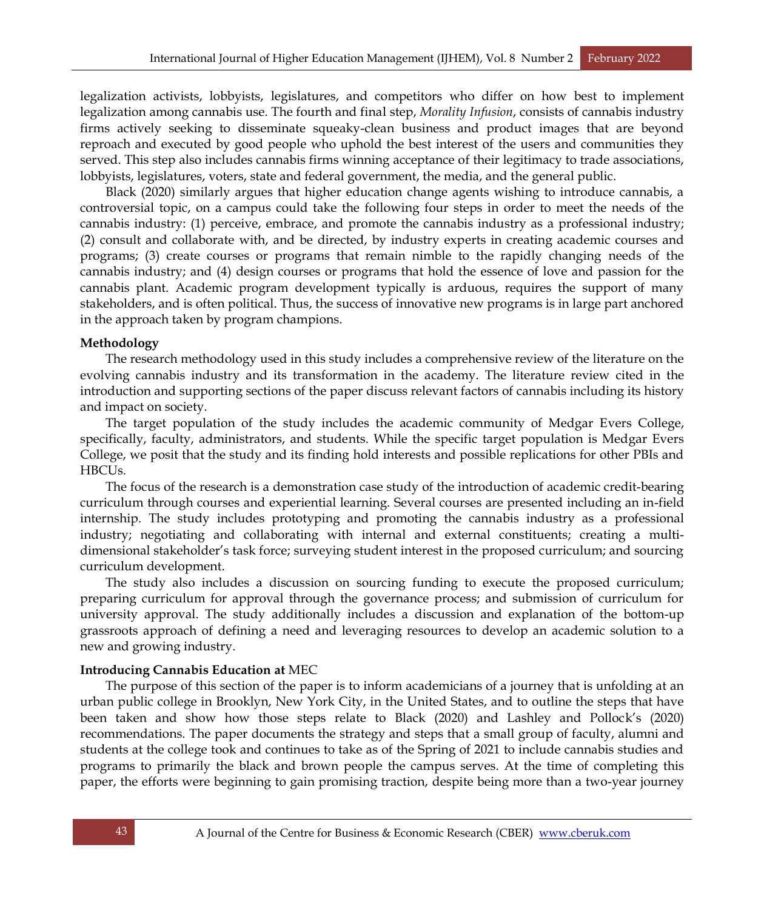legalization activists, lobbyists, legislatures, and competitors who differ on how best to implement legalization among cannabis use. The fourth and final step, *Morality Infusion*, consists of cannabis industry firms actively seeking to disseminate squeaky-clean business and product images that are beyond reproach and executed by good people who uphold the best interest of the users and communities they served. This step also includes cannabis firms winning acceptance of their legitimacy to trade associations, lobbyists, legislatures, voters, state and federal government, the media, and the general public.

Black (2020) similarly argues that higher education change agents wishing to introduce cannabis, a controversial topic, on a campus could take the following four steps in order to meet the needs of the cannabis industry: (1) perceive, embrace, and promote the cannabis industry as a professional industry; (2) consult and collaborate with, and be directed, by industry experts in creating academic courses and programs; (3) create courses or programs that remain nimble to the rapidly changing needs of the cannabis industry; and (4) design courses or programs that hold the essence of love and passion for the cannabis plant. Academic program development typically is arduous, requires the support of many stakeholders, and is often political. Thus, the success of innovative new programs is in large part anchored in the approach taken by program champions.

**Methodology**

The research methodology used in this study includes a comprehensive review of the literature on the evolving cannabis industry and its transformation in the academy. The literature review cited in the introduction and supporting sections of the paper discuss relevant factors of cannabis including its history and impact on society.

The target population of the study includes the academic community of Medgar Evers College, specifically, faculty, administrators, and students. While the specific target population is Medgar Evers College, we posit that the study and its finding hold interests and possible replications for other PBIs and HBCUs.

The focus of the research is a demonstration case study of the introduction of academic credit-bearing curriculum through courses and experiential learning. Several courses are presented including an in-field internship. The study includes prototyping and promoting the cannabis industry as a professional industry; negotiating and collaborating with internal and external constituents; creating a multi-dimensional stakeholder's task force; surveying student interest in the proposed curriculum; and sourcing curriculum development.

The study also includes a discussion on sourcing funding to execute the proposed curriculum; preparing curriculum for approval through the governance process; and submission of curriculum for university approval. The study additionally includes a discussion and explanation of the bottom-up grassroots approach of defining a need and leveraging resources to develop an academic solution to a new and growing industry.

**Introducing Cannabis Education at** MEC

The purpose of this section of the paper is to inform academicians of a journey that is unfolding at an urban public college in Brooklyn, New York City, in the United States, and to outline the steps that have been taken and show how those steps relate to Black (2020) and Lashley and Pollock's (2020) recommendations. The paper documents the strategy and steps that a small group of faculty, alumni and students at the college took and continues to take as of the Spring of 2021 to include cannabis studies and programs to primarily the black and brown people the campus serves. At the time of completing this paper, the efforts were beginning to gain promising traction, despite being more than a two-year journey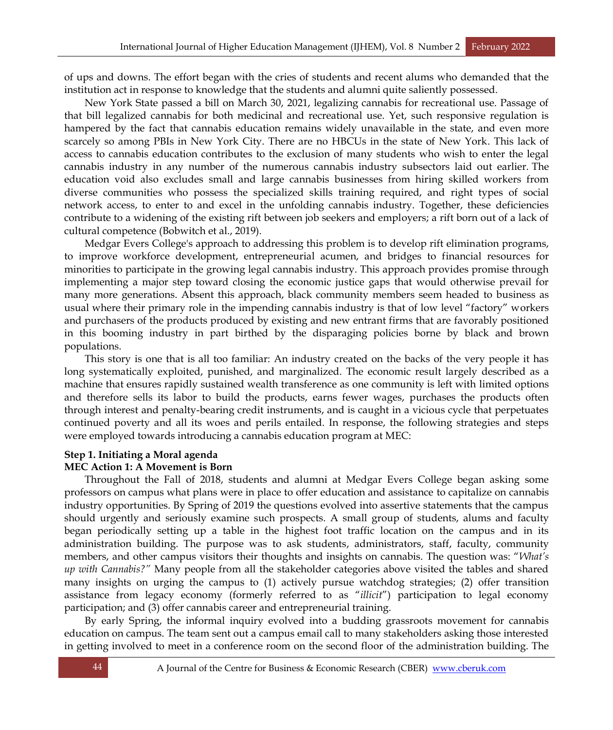of ups and downs. The effort began with the cries of students and recent alums who demanded that the institution act in response to knowledge that the students and alumni quite saliently possessed.

New York State passed a bill on March 30, 2021, legalizing cannabis for recreational use. Passage of that bill legalized cannabis for both medicinal and recreational use. Yet, such responsive regulation is hampered by the fact that cannabis education remains widely unavailable in the state, and even more scarcely so among PBIs in New York City. There are no HBCUs in the state of New York. This lack of access to cannabis education contributes to the exclusion of many students who wish to enter the legal cannabis industry in any number of the numerous cannabis industry subsectors laid out earlier. The education void also excludes small and large cannabis businesses from hiring skilled workers from diverse communities who possess the specialized skills training required, and right types of social network access, to enter to and excel in the unfolding cannabis industry. Together, these deficiencies contribute to a widening of the existing rift between job seekers and employers; a rift born out of a lack of cultural competence (Bobwitch et al., 2019).

Medgar Evers College's approach to addressing this problem is to develop rift elimination programs, to improve workforce development, entrepreneurial acumen, and bridges to financial resources for minorities to participate in the growing legal cannabis industry. This approach provides promise through implementing a major step toward closing the economic justice gaps that would otherwise prevail for many more generations. Absent this approach, black community members seem headed to business as usual where their primary role in the impending cannabis industry is that of low level "factory" workers and purchasers of the products produced by existing and new entrant firms that are favorably positioned in this booming industry in part birthed by the disparaging policies borne by black and brown populations.

This story is one that is all too familiar: An industry created on the backs of the very people it has long systematically exploited, punished, and marginalized. The economic result largely described as a machine that ensures rapidly sustained wealth transference as one community is left with limited options and therefore sells its labor to build the products, earns fewer wages, purchases the products often through interest and penalty-bearing credit instruments, and is caught in a vicious cycle that perpetuates continued poverty and all its woes and perils entailed. In response, the following strategies and steps were employed towards introducing a cannabis education program at MEC:

**Step 1. Initiating a Moral agenda**

**MEC Action 1: A Movement is Born**

Throughout the Fall of 2018, students and alumni at Medgar Evers College began asking some professors on campus what plans were in place to offer education and assistance to capitalize on cannabis industry opportunities. By Spring of 2019 the questions evolved into assertive statements that the campus should urgently and seriously examine such prospects. A small group of students, alums and faculty began periodically setting up a table in the highest foot traffic location on the campus and in its administration building. The purpose was to ask students, administrators, staff, faculty, community members, and other campus visitors their thoughts and insights on cannabis. The question was: "*What's up with Cannabis?"* Many people from all the stakeholder categories above visited the tables and shared many insights on urging the campus to (1) actively pursue watchdog strategies; (2) offer transition assistance from legacy economy (formerly referred to as "*illicit*") participation to legal economy participation; and (3) offer cannabis career and entrepreneurial training.

By early Spring, the informal inquiry evolved into a budding grassroots movement for cannabis education on campus. The team sent out a campus email call to many stakeholders asking those interested in getting involved to meet in a conference room on the second floor of the administration building. The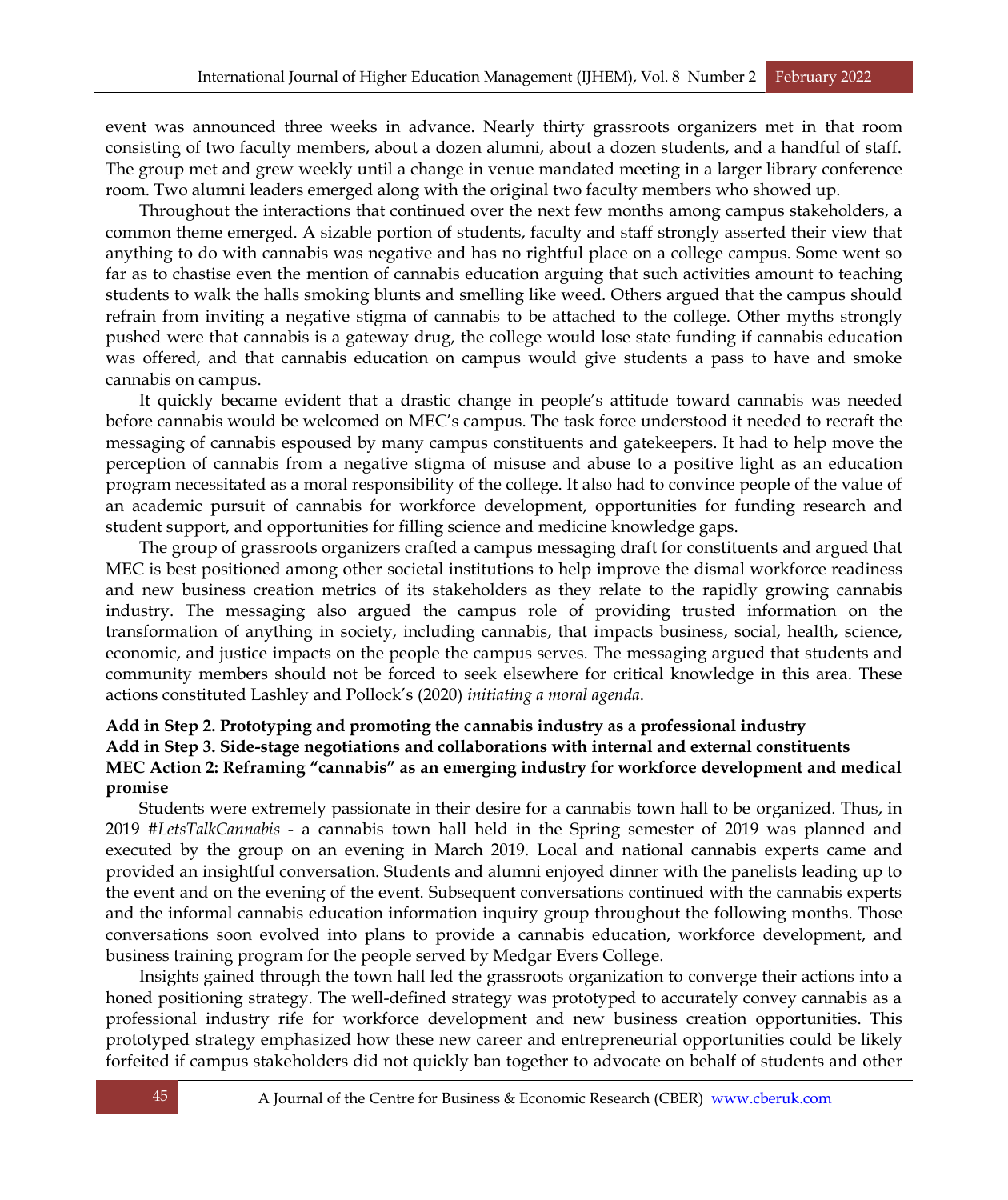event was announced three weeks in advance. Nearly thirty grassroots organizers met in that room consisting of two faculty members, about a dozen alumni, about a dozen students, and a handful of staff. The group met and grew weekly until a change in venue mandated meeting in a larger library conference room. Two alumni leaders emerged along with the original two faculty members who showed up.

Throughout the interactions that continued over the next few months among campus stakeholders, a common theme emerged. A sizable portion of students, faculty and staff strongly asserted their view that anything to do with cannabis was negative and has no rightful place on a college campus. Some went so far as to chastise even the mention of cannabis education arguing that such activities amount to teaching students to walk the halls smoking blunts and smelling like weed. Others argued that the campus should refrain from inviting a negative stigma of cannabis to be attached to the college. Other myths strongly pushed were that cannabis is a gateway drug, the college would lose state funding if cannabis education was offered, and that cannabis education on campus would give students a pass to have and smoke cannabis on campus.

It quickly became evident that a drastic change in people's attitude toward cannabis was needed before cannabis would be welcomed on MEC's campus. The task force understood it needed to recraft the messaging of cannabis espoused by many campus constituents and gatekeepers. It had to help move the perception of cannabis from a negative stigma of misuse and abuse to a positive light as an education program necessitated as a moral responsibility of the college. It also had to convince people of the value of an academic pursuit of cannabis for workforce development, opportunities for funding research and student support, and opportunities for filling science and medicine knowledge gaps.

The group of grassroots organizers crafted a campus messaging draft for constituents and argued that MEC is best positioned among other societal institutions to help improve the dismal workforce readiness and new business creation metrics of its stakeholders as they relate to the rapidly growing cannabis industry. The messaging also argued the campus role of providing trusted information on the transformation of anything in society, including cannabis, that impacts business, social, health, science, economic, and justice impacts on the people the campus serves. The messaging argued that students and community members should not be forced to seek elsewhere for critical knowledge in this area. These actions constituted Lashley and Pollock's (2020) *initiating a moral agenda*.

**Add in Step 2. Prototyping and promoting the cannabis industry as a professional industry**
**Add in Step 3. Side-stage negotiations and collaborations with internal and external constituents**
**MEC Action 2: Reframing "cannabis" as an emerging industry for workforce development and medical promise**

Students were extremely passionate in their desire for a cannabis town hall to be organized. Thus, in 2019 #*LetsTalkCannabis* - a cannabis town hall held in the Spring semester of 2019 was planned and executed by the group on an evening in March 2019. Local and national cannabis experts came and provided an insightful conversation. Students and alumni enjoyed dinner with the panelists leading up to the event and on the evening of the event. Subsequent conversations continued with the cannabis experts and the informal cannabis education information inquiry group throughout the following months. Those conversations soon evolved into plans to provide a cannabis education, workforce development, and business training program for the people served by Medgar Evers College.

Insights gained through the town hall led the grassroots organization to converge their actions into a honed positioning strategy. The well-defined strategy was prototyped to accurately convey cannabis as a professional industry rife for workforce development and new business creation opportunities. This prototyped strategy emphasized how these new career and entrepreneurial opportunities could be likely forfeited if campus stakeholders did not quickly ban together to advocate on behalf of students and other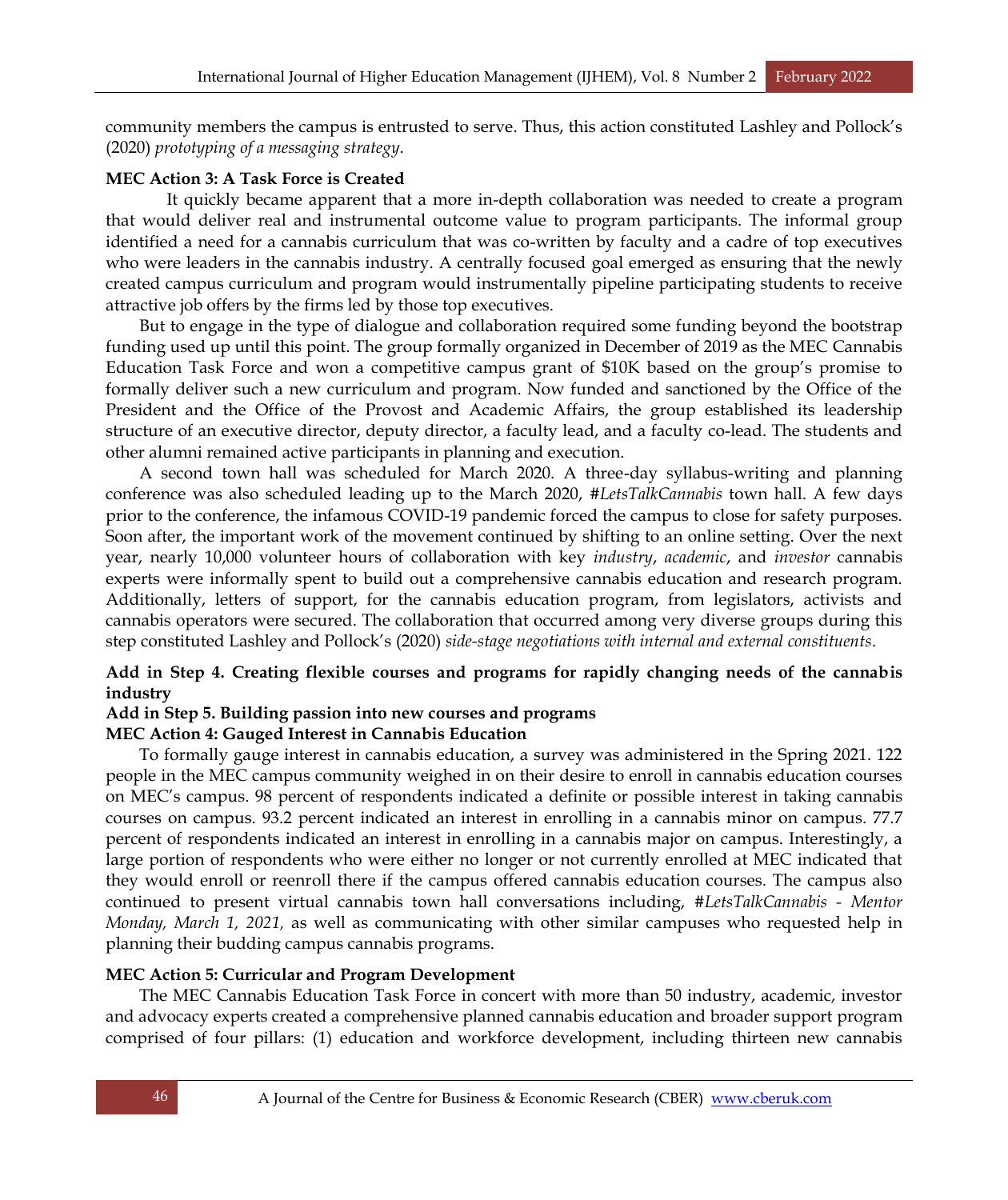community members the campus is entrusted to serve. Thus, this action constituted Lashley and Pollock's (2020) *prototyping of a messaging strategy*.

**MEC Action 3: A Task Force is Created**

It quickly became apparent that a more in-depth collaboration was needed to create a program that would deliver real and instrumental outcome value to program participants. The informal group identified a need for a cannabis curriculum that was co-written by faculty and a cadre of top executives who were leaders in the cannabis industry. A centrally focused goal emerged as ensuring that the newly created campus curriculum and program would instrumentally pipeline participating students to receive attractive job offers by the firms led by those top executives.

But to engage in the type of dialogue and collaboration required some funding beyond the bootstrap funding used up until this point. The group formally organized in December of 2019 as the MEC Cannabis Education Task Force and won a competitive campus grant of $10K based on the group's promise to formally deliver such a new curriculum and program. Now funded and sanctioned by the Office of the President and the Office of the Provost and Academic Affairs, the group established its leadership structure of an executive director, deputy director, a faculty lead, and a faculty co-lead. The students and other alumni remained active participants in planning and execution.

A second town hall was scheduled for March 2020. A three-day syllabus-writing and planning conference was also scheduled leading up to the March 2020, #*LetsTalkCannabis* town hall. A few days prior to the conference, the infamous COVID-19 pandemic forced the campus to close for safety purposes. Soon after, the important work of the movement continued by shifting to an online setting. Over the next year, nearly 10,000 volunteer hours of collaboration with key *industry*, *academic*, and *investor* cannabis experts were informally spent to build out a comprehensive cannabis education and research program. Additionally, letters of support, for the cannabis education program, from legislators, activists and cannabis operators were secured. The collaboration that occurred among very diverse groups during this step constituted Lashley and Pollock's (2020) *side-stage negotiations with internal and external constituents*.

**Add in Step 4. Creating flexible courses and programs for rapidly changing needs of the cannabis industry**

**Add in Step 5. Building passion into new courses and programs**

**MEC Action 4: Gauged Interest in Cannabis Education**

To formally gauge interest in cannabis education, a survey was administered in the Spring 2021. 122 people in the MEC campus community weighed in on their desire to enroll in cannabis education courses on MEC's campus. 98 percent of respondents indicated a definite or possible interest in taking cannabis courses on campus. 93.2 percent indicated an interest in enrolling in a cannabis minor on campus. 77.7 percent of respondents indicated an interest in enrolling in a cannabis major on campus. Interestingly, a large portion of respondents who were either no longer or not currently enrolled at MEC indicated that they would enroll or reenroll there if the campus offered cannabis education courses. The campus also continued to present virtual cannabis town hall conversations including, #*LetsTalkCannabis - Mentor Monday, March 1, 2021,* as well as communicating with other similar campuses who requested help in planning their budding campus cannabis programs.

**MEC Action 5: Curricular and Program Development**

The MEC Cannabis Education Task Force in concert with more than 50 industry, academic, investor and advocacy experts created a comprehensive planned cannabis education and broader support program comprised of four pillars: (1) education and workforce development, including thirteen new cannabis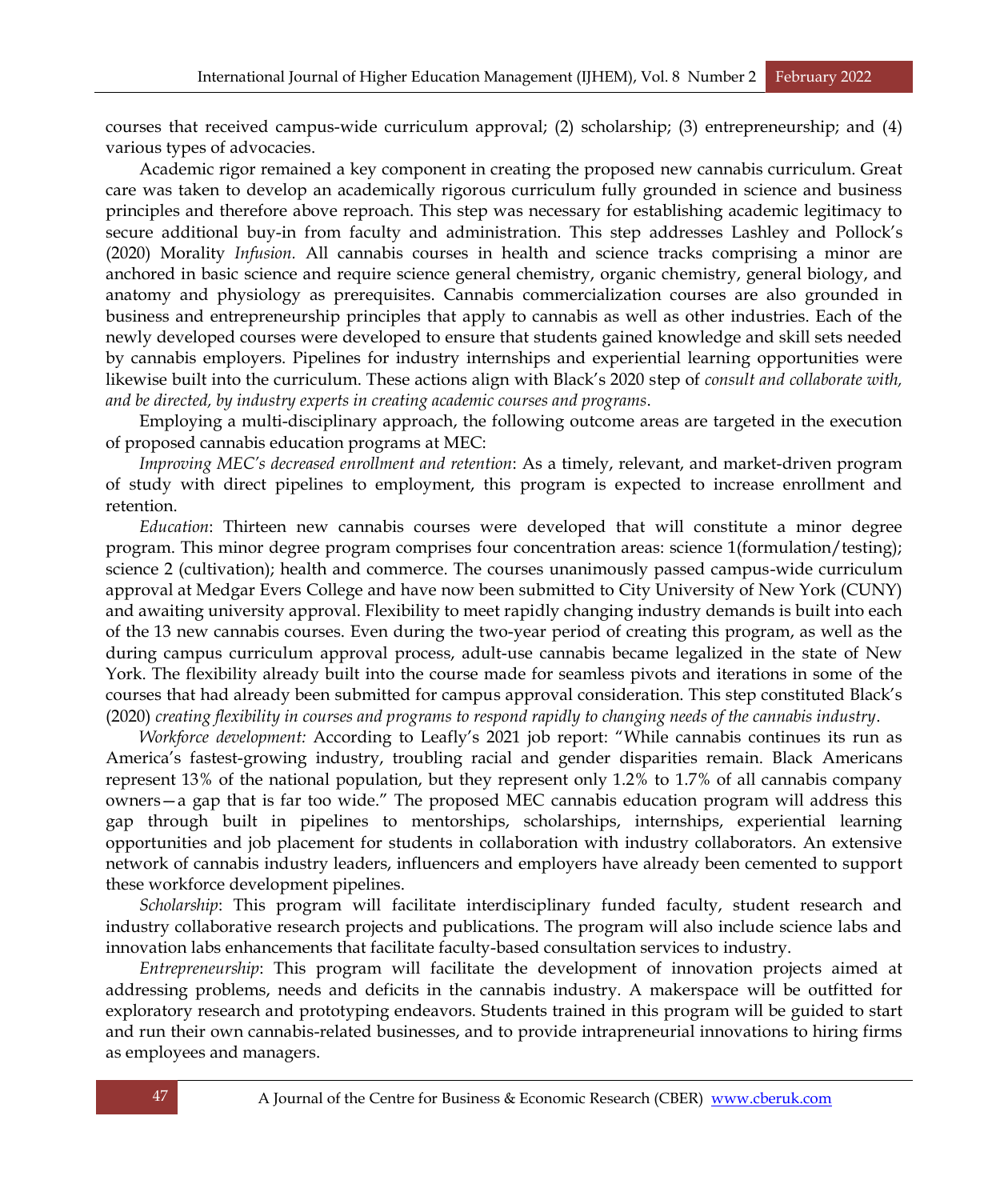courses that received campus-wide curriculum approval; (2) scholarship; (3) entrepreneurship; and (4) various types of advocacies.

Academic rigor remained a key component in creating the proposed new cannabis curriculum. Great care was taken to develop an academically rigorous curriculum fully grounded in science and business principles and therefore above reproach. This step was necessary for establishing academic legitimacy to secure additional buy-in from faculty and administration. This step addresses Lashley and Pollock's (2020) Morality *Infusion.* All cannabis courses in health and science tracks comprising a minor are anchored in basic science and require science general chemistry, organic chemistry, general biology, and anatomy and physiology as prerequisites. Cannabis commercialization courses are also grounded in business and entrepreneurship principles that apply to cannabis as well as other industries. Each of the newly developed courses were developed to ensure that students gained knowledge and skill sets needed by cannabis employers. Pipelines for industry internships and experiential learning opportunities were likewise built into the curriculum. These actions align with Black's 2020 step of *consult and collaborate with, and be directed, by industry experts in creating academic courses and programs*.

Employing a multi-disciplinary approach, the following outcome areas are targeted in the execution of proposed cannabis education programs at MEC:

*Improving MEC's decreased enrollment and retention*: As a timely, relevant, and market-driven program of study with direct pipelines to employment, this program is expected to increase enrollment and retention.

*Education*: Thirteen new cannabis courses were developed that will constitute a minor degree program. This minor degree program comprises four concentration areas: science 1(formulation/testing); science 2 (cultivation); health and commerce. The courses unanimously passed campus-wide curriculum approval at Medgar Evers College and have now been submitted to City University of New York (CUNY) and awaiting university approval. Flexibility to meet rapidly changing industry demands is built into each of the 13 new cannabis courses. Even during the two-year period of creating this program, as well as the during campus curriculum approval process, adult-use cannabis became legalized in the state of New York. The flexibility already built into the course made for seamless pivots and iterations in some of the courses that had already been submitted for campus approval consideration. This step constituted Black's (2020) *creating flexibility in courses and programs to respond rapidly to changing needs of the cannabis industry*.

*Workforce development:* According to Leafly's 2021 job report: "While cannabis continues its run as America's fastest-growing industry, troubling racial and gender disparities remain. Black Americans represent 13% of the national population, but they represent only 1.2% to 1.7% of all cannabis company owners—a gap that is far too wide." The proposed MEC cannabis education program will address this gap through built in pipelines to mentorships, scholarships, internships, experiential learning opportunities and job placement for students in collaboration with industry collaborators. An extensive network of cannabis industry leaders, influencers and employers have already been cemented to support these workforce development pipelines.

*Scholarship*: This program will facilitate interdisciplinary funded faculty, student research and industry collaborative research projects and publications. The program will also include science labs and innovation labs enhancements that facilitate faculty-based consultation services to industry.

*Entrepreneurship*: This program will facilitate the development of innovation projects aimed at addressing problems, needs and deficits in the cannabis industry. A makerspace will be outfitted for exploratory research and prototyping endeavors. Students trained in this program will be guided to start and run their own cannabis-related businesses, and to provide intrapreneurial innovations to hiring firms as employees and managers.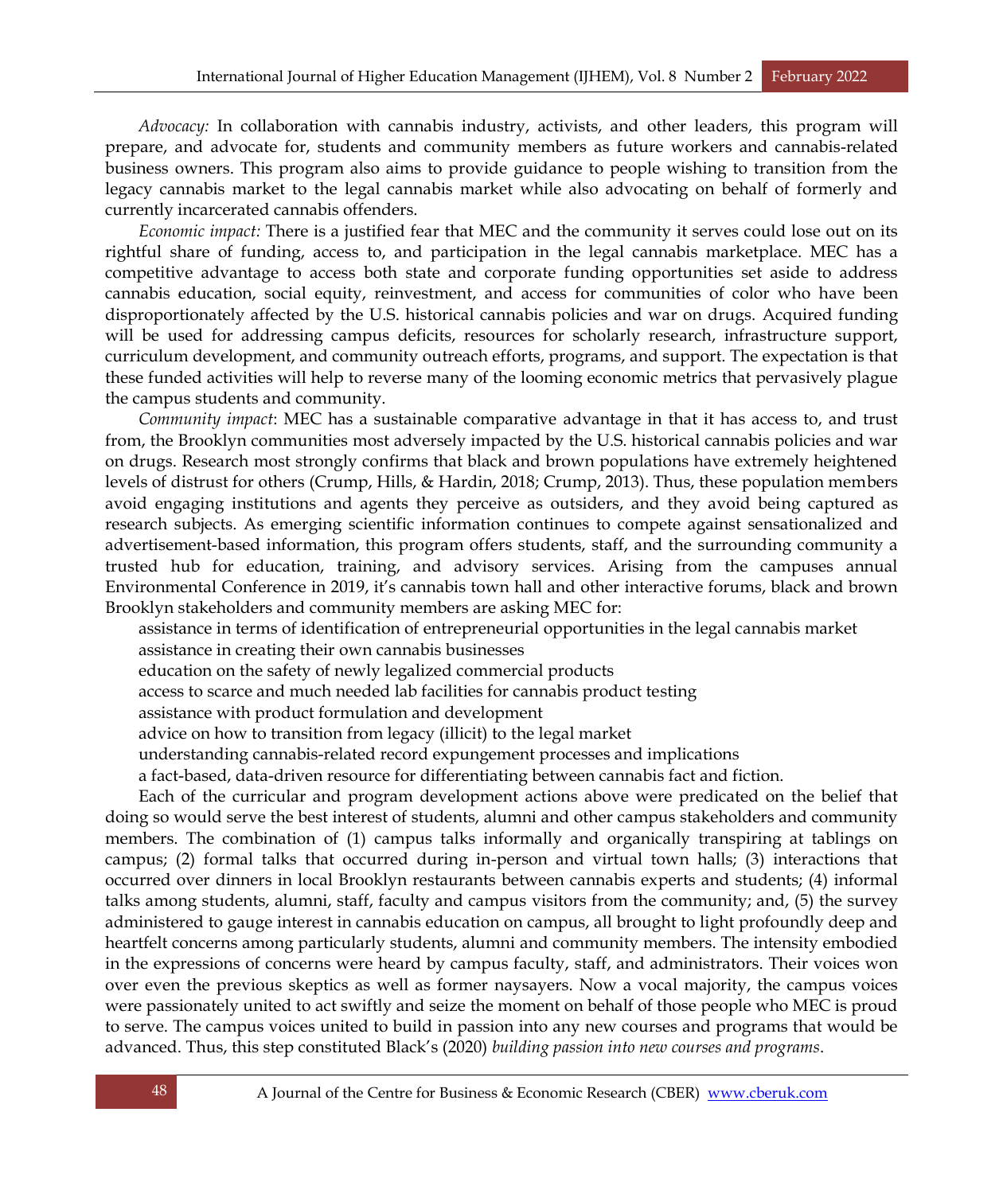*Advocacy:* In collaboration with cannabis industry, activists, and other leaders, this program will prepare, and advocate for, students and community members as future workers and cannabis-related business owners. This program also aims to provide guidance to people wishing to transition from the legacy cannabis market to the legal cannabis market while also advocating on behalf of formerly and currently incarcerated cannabis offenders.

*Economic impact:* There is a justified fear that MEC and the community it serves could lose out on its rightful share of funding, access to, and participation in the legal cannabis marketplace. MEC has a competitive advantage to access both state and corporate funding opportunities set aside to address cannabis education, social equity, reinvestment, and access for communities of color who have been disproportionately affected by the U.S. historical cannabis policies and war on drugs. Acquired funding will be used for addressing campus deficits, resources for scholarly research, infrastructure support, curriculum development, and community outreach efforts, programs, and support. The expectation is that these funded activities will help to reverse many of the looming economic metrics that pervasively plague the campus students and community.

*Community impact*: MEC has a sustainable comparative advantage in that it has access to, and trust from, the Brooklyn communities most adversely impacted by the U.S. historical cannabis policies and war on drugs. Research most strongly confirms that black and brown populations have extremely heightened levels of distrust for others (Crump, Hills, & Hardin, 2018; Crump, 2013). Thus, these population members avoid engaging institutions and agents they perceive as outsiders, and they avoid being captured as research subjects. As emerging scientific information continues to compete against sensationalized and advertisement-based information, this program offers students, staff, and the surrounding community a trusted hub for education, training, and advisory services. Arising from the campuses annual Environmental Conference in 2019, it's cannabis town hall and other interactive forums, black and brown Brooklyn stakeholders and community members are asking MEC for:

- assistance in terms of identification of entrepreneurial opportunities in the legal cannabis market
- assistance in creating their own cannabis businesses
- education on the safety of newly legalized commercial products
- access to scarce and much needed lab facilities for cannabis product testing
- assistance with product formulation and development
- advice on how to transition from legacy (illicit) to the legal market
- understanding cannabis-related record expungement processes and implications
- a fact-based, data-driven resource for differentiating between cannabis fact and fiction.

Each of the curricular and program development actions above were predicated on the belief that doing so would serve the best interest of students, alumni and other campus stakeholders and community members. The combination of (1) campus talks informally and organically transpiring at tablings on campus; (2) formal talks that occurred during in-person and virtual town halls; (3) interactions that occurred over dinners in local Brooklyn restaurants between cannabis experts and students; (4) informal talks among students, alumni, staff, faculty and campus visitors from the community; and, (5) the survey administered to gauge interest in cannabis education on campus, all brought to light profoundly deep and heartfelt concerns among particularly students, alumni and community members. The intensity embodied in the expressions of concerns were heard by campus faculty, staff, and administrators. Their voices won over even the previous skeptics as well as former naysayers. Now a vocal majority, the campus voices were passionately united to act swiftly and seize the moment on behalf of those people who MEC is proud to serve. The campus voices united to build in passion into any new courses and programs that would be advanced. Thus, this step constituted Black's (2020) *building passion into new courses and programs*.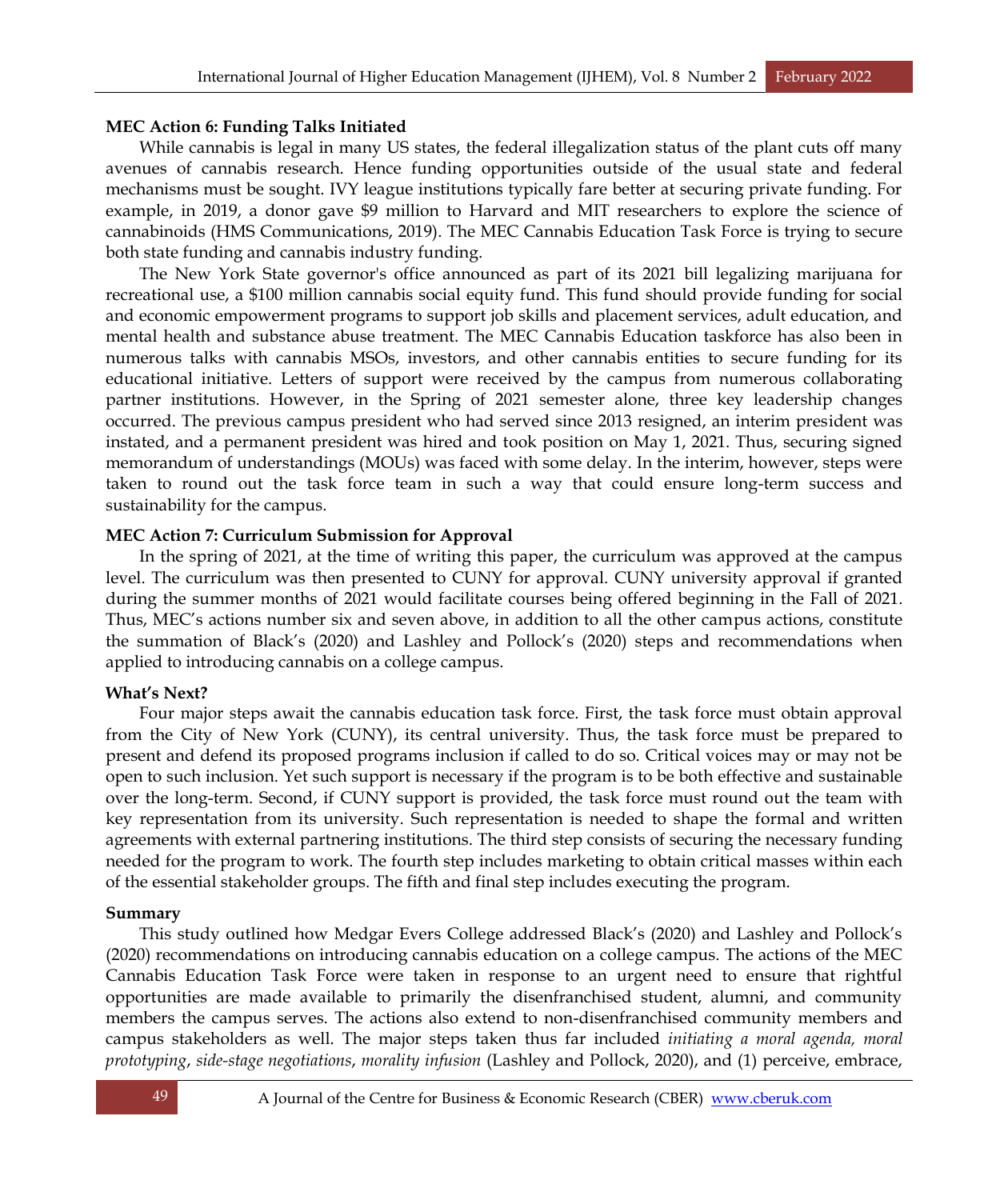**MEC Action 6: Funding Talks Initiated**

While cannabis is legal in many US states, the federal illegalization status of the plant cuts off many avenues of cannabis research. Hence funding opportunities outside of the usual state and federal mechanisms must be sought. IVY league institutions typically fare better at securing private funding. For example, in 2019, a donor gave $9 million to Harvard and MIT researchers to explore the science of cannabinoids (HMS Communications, 2019). The MEC Cannabis Education Task Force is trying to secure both state funding and cannabis industry funding.

The New York State governor's office announced as part of its 2021 bill legalizing marijuana for recreational use, a $100 million cannabis social equity fund. This fund should provide funding for social and economic empowerment programs to support job skills and placement services, adult education, and mental health and substance abuse treatment. The MEC Cannabis Education taskforce has also been in numerous talks with cannabis MSOs, investors, and other cannabis entities to secure funding for its educational initiative. Letters of support were received by the campus from numerous collaborating partner institutions. However, in the Spring of 2021 semester alone, three key leadership changes occurred. The previous campus president who had served since 2013 resigned, an interim president was instated, and a permanent president was hired and took position on May 1, 2021. Thus, securing signed memorandum of understandings (MOUs) was faced with some delay. In the interim, however, steps were taken to round out the task force team in such a way that could ensure long-term success and sustainability for the campus.

**MEC Action 7: Curriculum Submission for Approval**

In the spring of 2021, at the time of writing this paper, the curriculum was approved at the campus level. The curriculum was then presented to CUNY for approval. CUNY university approval if granted during the summer months of 2021 would facilitate courses being offered beginning in the Fall of 2021. Thus, MEC's actions number six and seven above, in addition to all the other campus actions, constitute the summation of Black's (2020) and Lashley and Pollock's (2020) steps and recommendations when applied to introducing cannabis on a college campus.

**What's Next?**

Four major steps await the cannabis education task force. First, the task force must obtain approval from the City of New York (CUNY), its central university. Thus, the task force must be prepared to present and defend its proposed programs inclusion if called to do so. Critical voices may or may not be open to such inclusion. Yet such support is necessary if the program is to be both effective and sustainable over the long-term. Second, if CUNY support is provided, the task force must round out the team with key representation from its university. Such representation is needed to shape the formal and written agreements with external partnering institutions. The third step consists of securing the necessary funding needed for the program to work. The fourth step includes marketing to obtain critical masses within each of the essential stakeholder groups. The fifth and final step includes executing the program.

**Summary**

This study outlined how Medgar Evers College addressed Black's (2020) and Lashley and Pollock's (2020) recommendations on introducing cannabis education on a college campus. The actions of the MEC Cannabis Education Task Force were taken in response to an urgent need to ensure that rightful opportunities are made available to primarily the disenfranchised student, alumni, and community members the campus serves. The actions also extend to non-disenfranchised community members and campus stakeholders as well. The major steps taken thus far included *initiating a moral agenda, moral prototyping*, *side-stage negotiations*, *morality infusion* (Lashley and Pollock, 2020), and (1) perceive, embrace,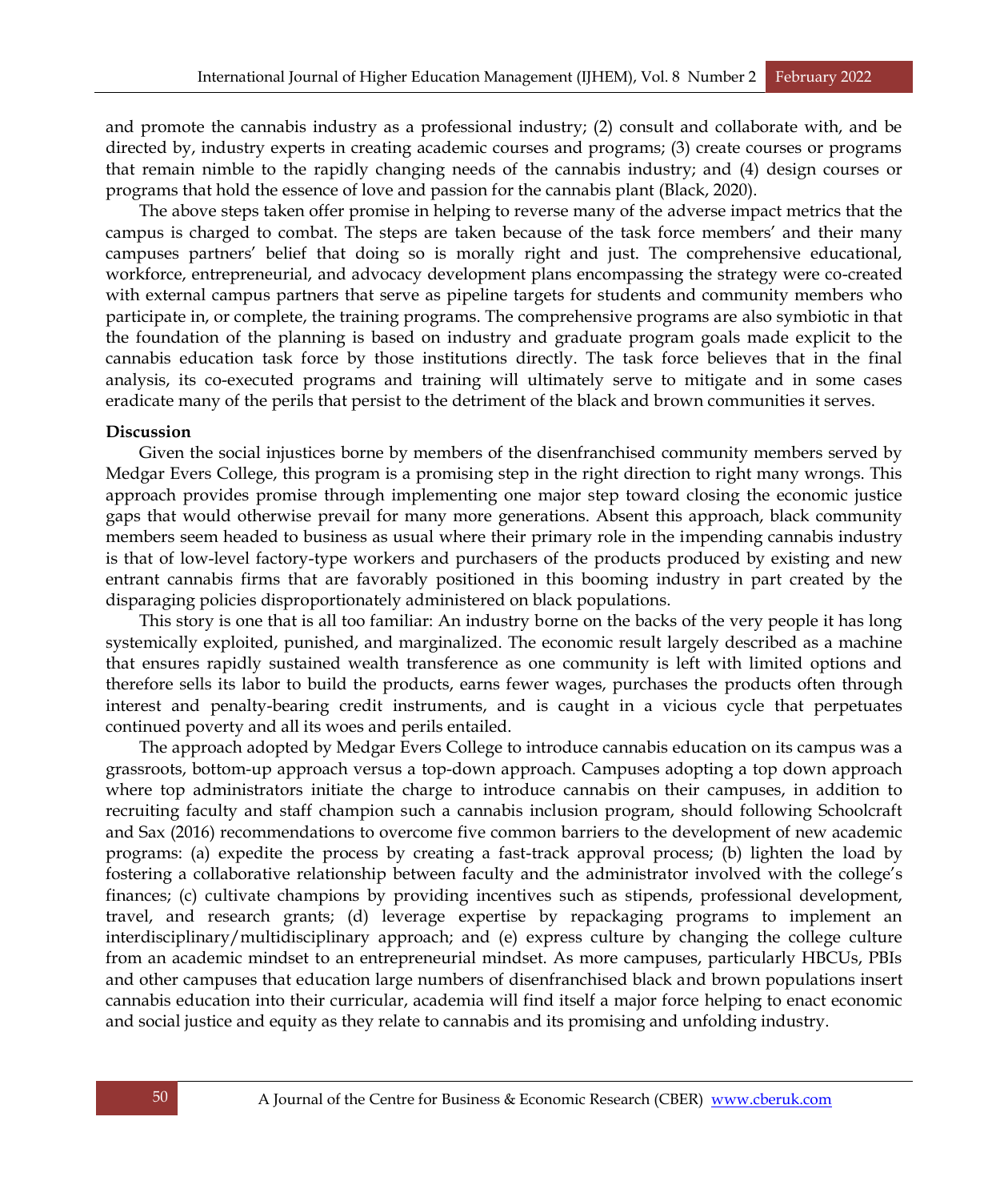and promote the cannabis industry as a professional industry; (2) consult and collaborate with, and be directed by, industry experts in creating academic courses and programs; (3) create courses or programs that remain nimble to the rapidly changing needs of the cannabis industry; and (4) design courses or programs that hold the essence of love and passion for the cannabis plant (Black, 2020).

The above steps taken offer promise in helping to reverse many of the adverse impact metrics that the campus is charged to combat. The steps are taken because of the task force members' and their many campuses partners' belief that doing so is morally right and just. The comprehensive educational, workforce, entrepreneurial, and advocacy development plans encompassing the strategy were co-created with external campus partners that serve as pipeline targets for students and community members who participate in, or complete, the training programs. The comprehensive programs are also symbiotic in that the foundation of the planning is based on industry and graduate program goals made explicit to the cannabis education task force by those institutions directly. The task force believes that in the final analysis, its co-executed programs and training will ultimately serve to mitigate and in some cases eradicate many of the perils that persist to the detriment of the black and brown communities it serves.

**Discussion**

Given the social injustices borne by members of the disenfranchised community members served by Medgar Evers College, this program is a promising step in the right direction to right many wrongs. This approach provides promise through implementing one major step toward closing the economic justice gaps that would otherwise prevail for many more generations. Absent this approach, black community members seem headed to business as usual where their primary role in the impending cannabis industry is that of low-level factory-type workers and purchasers of the products produced by existing and new entrant cannabis firms that are favorably positioned in this booming industry in part created by the disparaging policies disproportionately administered on black populations.

This story is one that is all too familiar: An industry borne on the backs of the very people it has long systemically exploited, punished, and marginalized. The economic result largely described as a machine that ensures rapidly sustained wealth transference as one community is left with limited options and therefore sells its labor to build the products, earns fewer wages, purchases the products often through interest and penalty-bearing credit instruments, and is caught in a vicious cycle that perpetuates continued poverty and all its woes and perils entailed.

The approach adopted by Medgar Evers College to introduce cannabis education on its campus was a grassroots, bottom-up approach versus a top-down approach. Campuses adopting a top down approach where top administrators initiate the charge to introduce cannabis on their campuses, in addition to recruiting faculty and staff champion such a cannabis inclusion program, should following Schoolcraft and Sax (2016) recommendations to overcome five common barriers to the development of new academic programs: (a) expedite the process by creating a fast-track approval process; (b) lighten the load by fostering a collaborative relationship between faculty and the administrator involved with the college's finances; (c) cultivate champions by providing incentives such as stipends, professional development, travel, and research grants; (d) leverage expertise by repackaging programs to implement an interdisciplinary/multidisciplinary approach; and (e) express culture by changing the college culture from an academic mindset to an entrepreneurial mindset. As more campuses, particularly HBCUs, PBIs and other campuses that education large numbers of disenfranchised black and brown populations insert cannabis education into their curricular, academia will find itself a major force helping to enact economic and social justice and equity as they relate to cannabis and its promising and unfolding industry.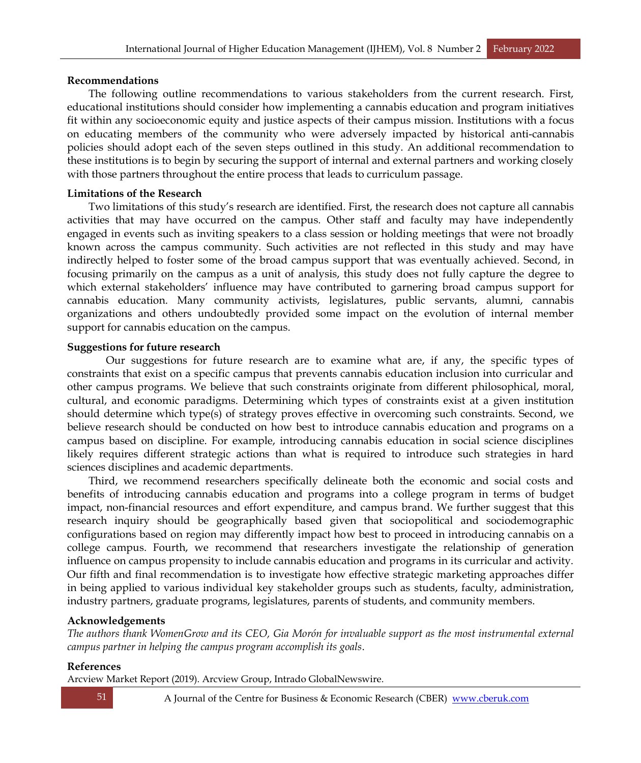**Recommendations**

The following outline recommendations to various stakeholders from the current research. First, educational institutions should consider how implementing a cannabis education and program initiatives fit within any socioeconomic equity and justice aspects of their campus mission. Institutions with a focus on educating members of the community who were adversely impacted by historical anti-cannabis policies should adopt each of the seven steps outlined in this study. An additional recommendation to these institutions is to begin by securing the support of internal and external partners and working closely with those partners throughout the entire process that leads to curriculum passage.

**Limitations of the Research**

Two limitations of this study's research are identified. First, the research does not capture all cannabis activities that may have occurred on the campus. Other staff and faculty may have independently engaged in events such as inviting speakers to a class session or holding meetings that were not broadly known across the campus community. Such activities are not reflected in this study and may have indirectly helped to foster some of the broad campus support that was eventually achieved. Second, in focusing primarily on the campus as a unit of analysis, this study does not fully capture the degree to which external stakeholders' influence may have contributed to garnering broad campus support for cannabis education. Many community activists, legislatures, public servants, alumni, cannabis organizations and others undoubtedly provided some impact on the evolution of internal member support for cannabis education on the campus.

**Suggestions for future research**

Our suggestions for future research are to examine what are, if any, the specific types of constraints that exist on a specific campus that prevents cannabis education inclusion into curricular and other campus programs. We believe that such constraints originate from different philosophical, moral, cultural, and economic paradigms. Determining which types of constraints exist at a given institution should determine which type(s) of strategy proves effective in overcoming such constraints. Second, we believe research should be conducted on how best to introduce cannabis education and programs on a campus based on discipline. For example, introducing cannabis education in social science disciplines likely requires different strategic actions than what is required to introduce such strategies in hard sciences disciplines and academic departments.

Third, we recommend researchers specifically delineate both the economic and social costs and benefits of introducing cannabis education and programs into a college program in terms of budget impact, non-financial resources and effort expenditure, and campus brand. We further suggest that this research inquiry should be geographically based given that sociopolitical and sociodemographic configurations based on region may differently impact how best to proceed in introducing cannabis on a college campus. Fourth, we recommend that researchers investigate the relationship of generation influence on campus propensity to include cannabis education and programs in its curricular and activity. Our fifth and final recommendation is to investigate how effective strategic marketing approaches differ in being applied to various individual key stakeholder groups such as students, faculty, administration, industry partners, graduate programs, legislatures, parents of students, and community members.

**Acknowledgements**

*The authors thank WomenGrow and its CEO, Gia Morón for invaluable support as the most instrumental external campus partner in helping the campus program accomplish its goals*.

**References**

Arcview Market Report (2019). Arcview Group, Intrado GlobalNewswire.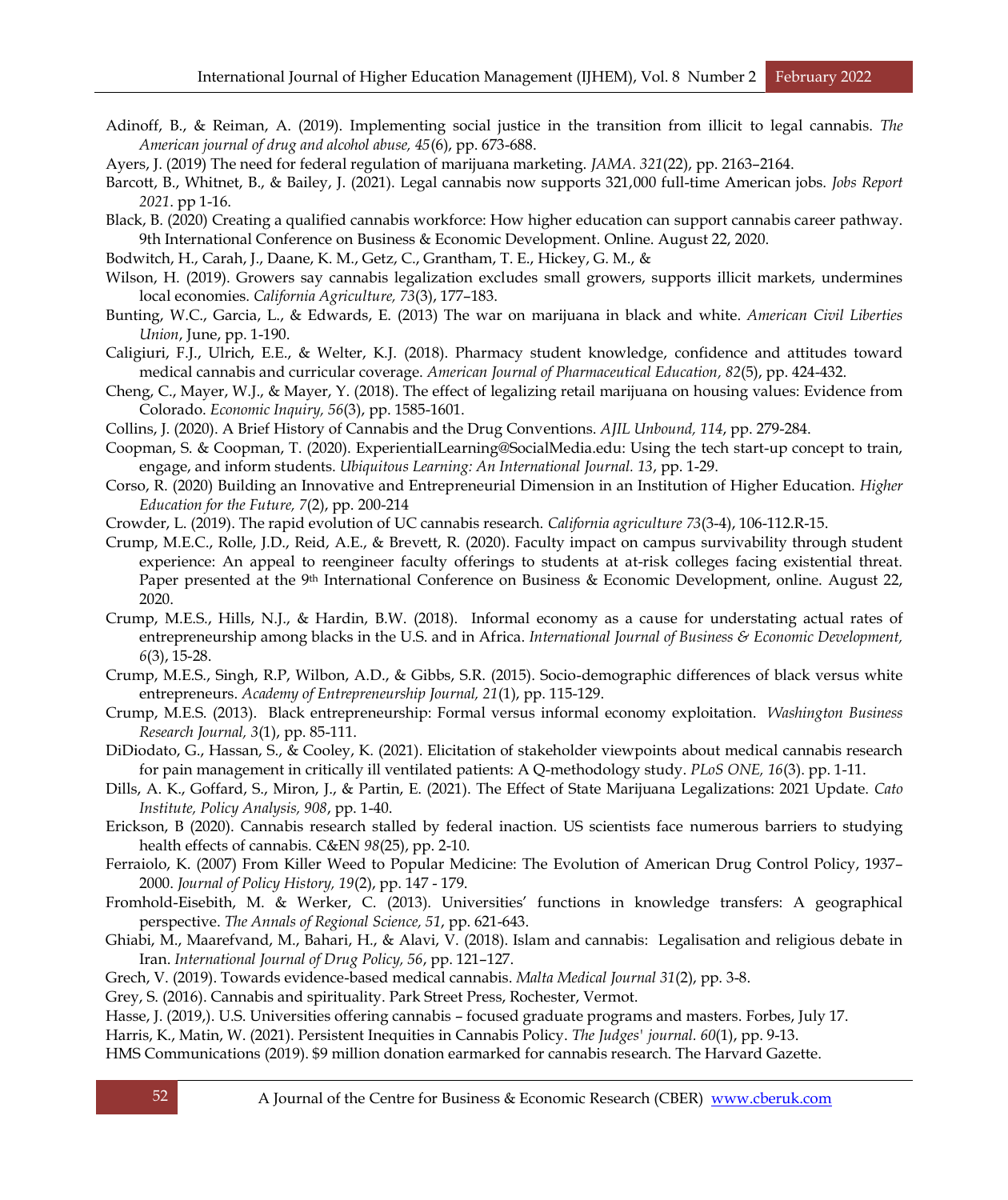Adinoff, B., & Reiman, A. (2019). Implementing social justice in the transition from illicit to legal cannabis. *The American journal of drug and alcohol abuse, 45*(6), pp. 673-688.

Ayers, J. (2019) The need for federal regulation of marijuana marketing. *JAMA. 321*(22), pp. 2163–2164.

Barcott, B., Whitnet, B., & Bailey, J. (2021). Legal cannabis now supports 321,000 full-time American jobs. *Jobs Report 2021*. pp 1-16.

Black, B. (2020) Creating a qualified cannabis workforce: How higher education can support cannabis career pathway. 9th International Conference on Business & Economic Development. Online. August 22, 2020.

Bodwitch, H., Carah, J., Daane, K. M., Getz, C., Grantham, T. E., Hickey, G. M., &

Wilson, H. (2019). Growers say cannabis legalization excludes small growers, supports illicit markets, undermines local economies. *California Agriculture, 73*(3), 177–183.

Bunting, W.C., Garcia, L., & Edwards, E. (2013) The war on marijuana in black and white. *American Civil Liberties Union*, June, pp. 1-190.

Caligiuri, F.J., Ulrich, E.E., & Welter, K.J. (2018). Pharmacy student knowledge, confidence and attitudes toward medical cannabis and curricular coverage. *American Journal of Pharmaceutical Education, 82*(5), pp. 424-432.

Cheng, C., Mayer, W.J., & Mayer, Y. (2018). The effect of legalizing retail marijuana on housing values: Evidence from Colorado. *Economic Inquiry, 56*(3), pp. 1585-1601.

Collins, J. (2020). A Brief History of Cannabis and the Drug Conventions. *AJIL Unbound, 114*, pp. 279-284.

Coopman, S. & Coopman, T. (2020). ExperientialLearning@SocialMedia.edu: Using the tech start-up concept to train, engage, and inform students. *Ubiquitous Learning: An International Journal. 13*, pp. 1-29.

Corso, R. (2020) Building an Innovative and Entrepreneurial Dimension in an Institution of Higher Education. *Higher Education for the Future, 7*(2), pp. 200-214

Crowder, L. (2019). The rapid evolution of UC cannabis research. *California agriculture 73*(3-4), 106-112.R-15.

Crump, M.E.C., Rolle, J.D., Reid, A.E., & Brevett, R. (2020). Faculty impact on campus survivability through student experience: An appeal to reengineer faculty offerings to students at at-risk colleges facing existential threat. Paper presented at the 9th International Conference on Business & Economic Development, online. August 22, 2020.

Crump, M.E.S., Hills, N.J., & Hardin, B.W. (2018). Informal economy as a cause for understating actual rates of entrepreneurship among blacks in the U.S. and in Africa. *International Journal of Business & Economic Development, 6*(3), 15-28.

Crump, M.E.S., Singh, R.P, Wilbon, A.D., & Gibbs, S.R. (2015). Socio-demographic differences of black versus white entrepreneurs. *Academy of Entrepreneurship Journal, 21*(1), pp. 115-129.

Crump, M.E.S. (2013). Black entrepreneurship: Formal versus informal economy exploitation. *Washington Business Research Journal, 3*(1), pp. 85-111.

DiDiodato, G., Hassan, S., & Cooley, K. (2021). Elicitation of stakeholder viewpoints about medical cannabis research for pain management in critically ill ventilated patients: A Q-methodology study. *PLoS ONE, 16*(3). pp. 1-11.

Dills, A. K., Goffard, S., Miron, J., & Partin, E. (2021). The Effect of State Marijuana Legalizations: 2021 Update. *Cato Institute, Policy Analysis, 908*, pp. 1-40.

Erickson, B (2020). Cannabis research stalled by federal inaction. US scientists face numerous barriers to studying health effects of cannabis. C&EN *98*(25), pp. 2-10.

Ferraiolo, K. (2007) From Killer Weed to Popular Medicine: The Evolution of American Drug Control Policy, 1937–2000. *Journal of Policy History, 19*(2), pp. 147 - 179.

Fromhold-Eisebith, M. & Werker, C. (2013). Universities' functions in knowledge transfers: A geographical perspective. *The Annals of Regional Science, 51*, pp. 621-643.

Ghiabi, M., Maarefvand, M., Bahari, H., & Alavi, V. (2018). Islam and cannabis: Legalisation and religious debate in Iran. *International Journal of Drug Policy, 56*, pp. 121–127.

Grech, V. (2019). Towards evidence-based medical cannabis. *Malta Medical Journal 31*(2), pp. 3-8.

Grey, S. (2016). Cannabis and spirituality. Park Street Press, Rochester, Vermot.

Hasse, J. (2019,). U.S. Universities offering cannabis – focused graduate programs and masters. Forbes, July 17.

Harris, K., Matin, W. (2021). Persistent Inequities in Cannabis Policy. *The Judges' journal. 60*(1), pp. 9-13.

HMS Communications (2019). $9 million donation earmarked for cannabis research. The Harvard Gazette.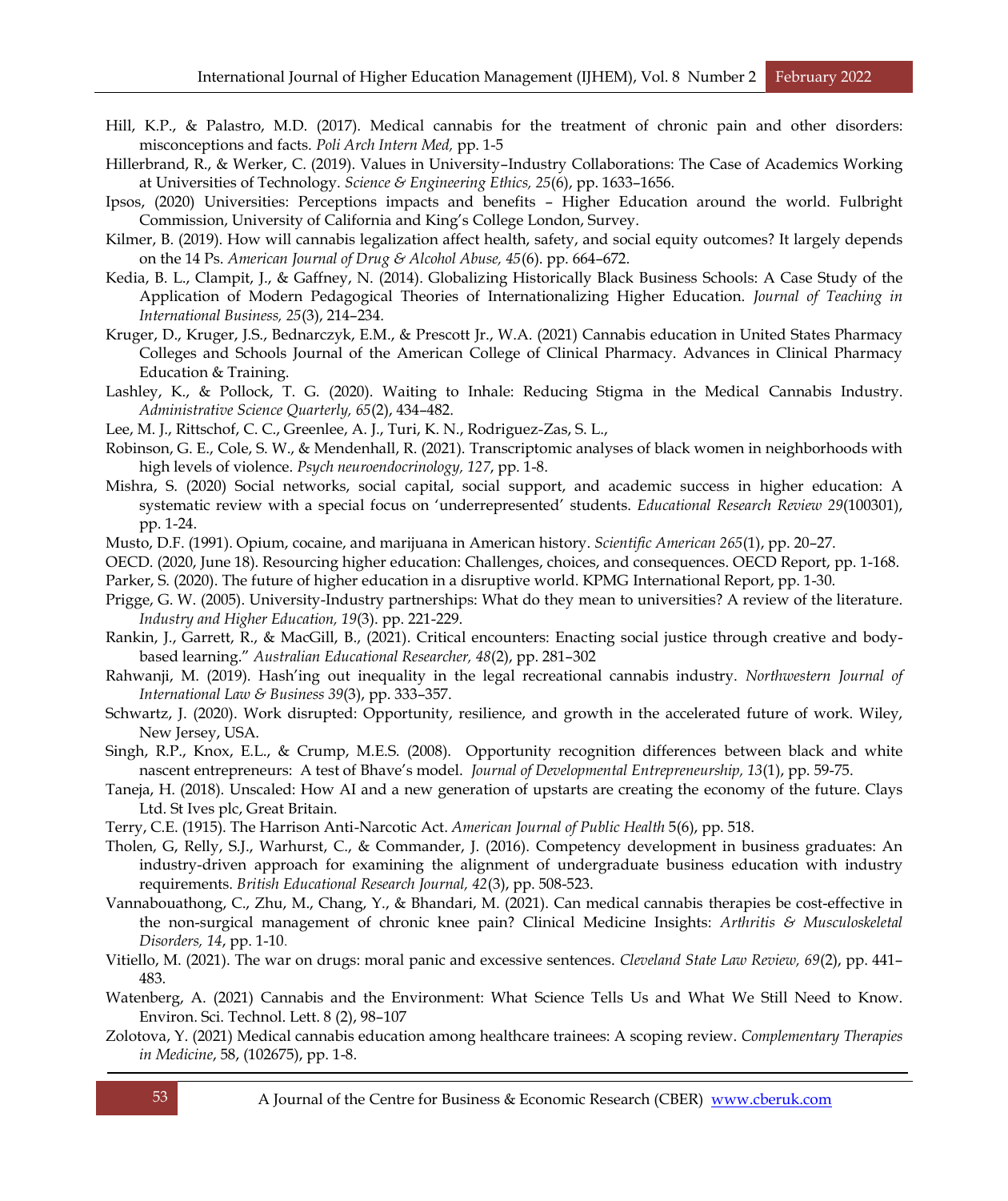Hill, K.P., & Palastro, M.D. (2017). Medical cannabis for the treatment of chronic pain and other disorders: misconceptions and facts. *Poli Arch Intern Med,* pp. 1-5

Hillerbrand, R., & Werker, C. (2019). Values in University–Industry Collaborations: The Case of Academics Working at Universities of Technology. *Science & Engineering Ethics, 25*(6), pp. 1633–1656.

Ipsos, (2020) Universities: Perceptions impacts and benefits – Higher Education around the world. Fulbright Commission, University of California and King's College London, Survey.

Kilmer, B. (2019). How will cannabis legalization affect health, safety, and social equity outcomes? It largely depends on the 14 Ps. *American Journal of Drug & Alcohol Abuse, 45*(6). pp. 664–672.

Kedia, B. L., Clampit, J., & Gaffney, N. (2014). Globalizing Historically Black Business Schools: A Case Study of the Application of Modern Pedagogical Theories of Internationalizing Higher Education. *Journal of Teaching in International Business, 25*(3), 214–234.

Kruger, D., Kruger, J.S., Bednarczyk, E.M., & Prescott Jr., W.A. (2021) Cannabis education in United States Pharmacy Colleges and Schools Journal of the American College of Clinical Pharmacy. Advances in Clinical Pharmacy Education & Training.

Lashley, K., & Pollock, T. G. (2020). Waiting to Inhale: Reducing Stigma in the Medical Cannabis Industry. *Administrative Science Quarterly, 65*(2), 434–482.

Lee, M. J., Rittschof, C. C., Greenlee, A. J., Turi, K. N., Rodriguez-Zas, S. L.,

Robinson, G. E., Cole, S. W., & Mendenhall, R. (2021). Transcriptomic analyses of black women in neighborhoods with high levels of violence. *Psych neuroendocrinology, 127*, pp. 1-8.

Mishra, S. (2020) Social networks, social capital, social support, and academic success in higher education: A systematic review with a special focus on 'underrepresented' students. *Educational Research Review 29*(100301), pp. 1-24.

Musto, D.F. (1991). Opium, cocaine, and marijuana in American history. *Scientific American 265*(1), pp. 20–27.

OECD. (2020, June 18). Resourcing higher education: Challenges, choices, and consequences. OECD Report, pp. 1-168.

Parker, S. (2020). The future of higher education in a disruptive world. KPMG International Report, pp. 1-30.

Prigge, G. W. (2005). University-Industry partnerships: What do they mean to universities? A review of the literature. *Industry and Higher Education, 19*(3). pp. 221-229.

Rankin, J., Garrett, R., & MacGill, B., (2021). Critical encounters: Enacting social justice through creative and body-based learning." *Australian Educational Researcher, 48*(2), pp. 281–302

Rahwanji, M. (2019). Hash'ing out inequality in the legal recreational cannabis industry. *Northwestern Journal of International Law & Business 39*(3), pp. 333–357.

Schwartz, J. (2020). Work disrupted: Opportunity, resilience, and growth in the accelerated future of work. Wiley, New Jersey, USA.

Singh, R.P., Knox, E.L., & Crump, M.E.S. (2008). Opportunity recognition differences between black and white nascent entrepreneurs: A test of Bhave's model. *Journal of Developmental Entrepreneurship, 13*(1), pp. 59-75.

Taneja, H. (2018). Unscaled: How AI and a new generation of upstarts are creating the economy of the future. Clays Ltd. St Ives plc, Great Britain.

Terry, C.E. (1915). The Harrison Anti-Narcotic Act. *American Journal of Public Health* 5(6), pp. 518.

Tholen, G, Relly, S.J., Warhurst, C., & Commander, J. (2016). Competency development in business graduates: An industry-driven approach for examining the alignment of undergraduate business education with industry requirements. *British Educational Research Journal, 42*(3), pp. 508-523.

Vannabouathong, C., Zhu, M., Chang, Y., & Bhandari, M. (2021). Can medical cannabis therapies be cost-effective in the non-surgical management of chronic knee pain? Clinical Medicine Insights: *Arthritis & Musculoskeletal Disorders, 14*, pp. 1-10.

Vitiello, M. (2021). The war on drugs: moral panic and excessive sentences. *Cleveland State Law Review, 69*(2), pp. 441–483.

Watenberg, A. (2021) Cannabis and the Environment: What Science Tells Us and What We Still Need to Know. Environ. Sci. Technol. Lett. 8 (2), 98–107

Zolotova, Y. (2021) Medical cannabis education among healthcare trainees: A scoping review. *Complementary Therapies in Medicine*, 58, (102675), pp. 1-8.